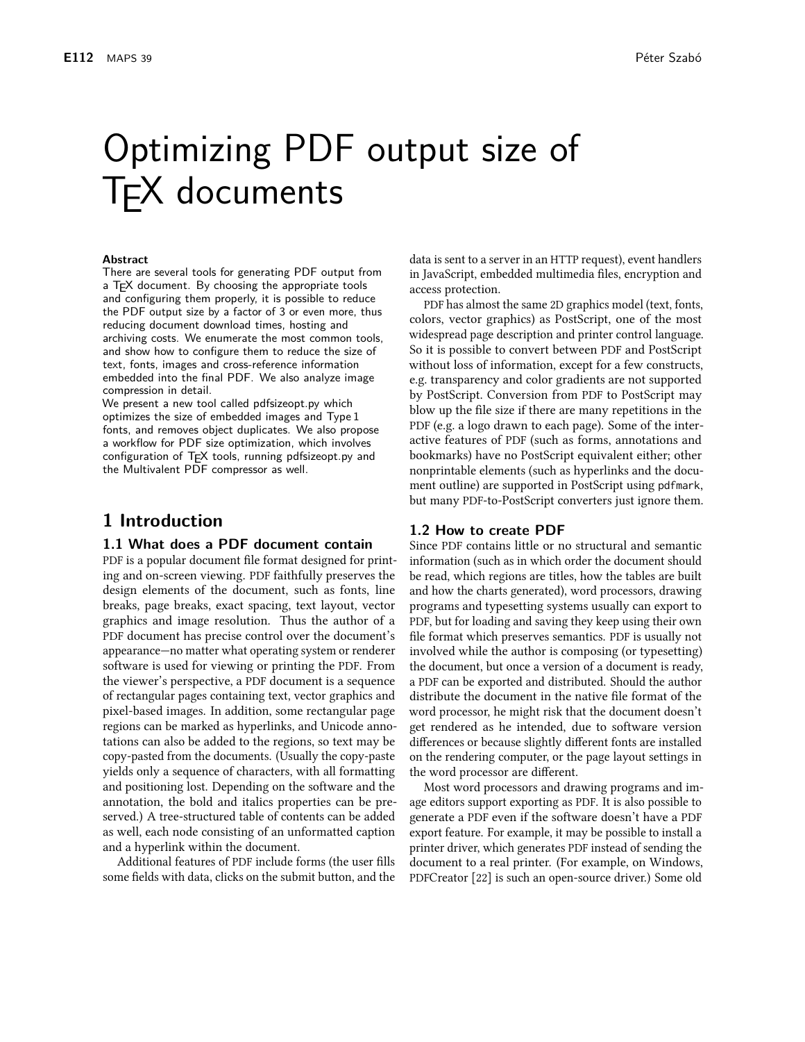# Optimizing PDF output size of TEX documents

**Abstract**

There are several tools for generating PDF output from a TEX document. By choosing the appropriate tools and configuring them properly, it is possible to reduce the PDF output size by a factor of 3 or even more, thus reducing document download times, hosting and archiving costs. We enumerate the most common tools, and show how to configure them to reduce the size of text, fonts, images and cross-reference information embedded into the final PDF. We also analyze image compression in detail.

We present a new tool called pdfsizeopt.py which optimizes the size of embedded images and Type 1 fonts, and removes object duplicates. We also propose a workflow for PDF size optimization, which involves configuration of TEX tools, running pdfsizeopt.py and the Multivalent PDF compressor as well.

## 1 Introduction

### 1.1 What does a PDF document contain

PDF is a popular document file format designed for printing and on-screen viewing. PDF faithfully preserves the design elements of the document, such as fonts, line breaks, page breaks, exact spacing, text layout, vector graphics and image resolution. Thus the author of a PDF document has precise control over the document's appearance—no matter what operating system or renderer software is used for viewing or printing the PDF. From the viewer's perspective, a PDF document is a sequence of rectangular pages containing text, vector graphics and pixel-based images. In addition, some rectangular page regions can be marked as hyperlinks, and Unicode annotations can also be added to the regions, so text may be copy-pasted from the documents. (Usually the copy-paste yields only a sequence of characters, with all formatting and positioning lost. Depending on the software and the annotation, the bold and italics properties can be preserved.) A tree-structured table of contents can be added as well, each node consisting of an unformatted caption and a hyperlink within the document.

Additional features of PDF include forms (the user fills some fields with data, clicks on the submit button, and the data is sent to a server in an HTTP request), event handlers in JavaScript, embedded multimedia files, encryption and access protection.

PDF has almost the same 2D graphics model (text, fonts, colors, vector graphics) as PostScript, one of the most widespread page description and printer control language. So it is possible to convert between PDF and PostScript without loss of information, except for a few constructs, e.g. transparency and color gradients are not supported by PostScript. Conversion from PDF to PostScript may blow up the file size if there are many repetitions in the PDF (e.g. a logo drawn to each page). Some of the interactive features of PDF (such as forms, annotations and bookmarks) have no PostScript equivalent either; other nonprintable elements (such as hyperlinks and the document outline) are supported in PostScript using `pdfmark`, but many PDF-to-PostScript converters just ignore them.

### 1.2 How to create PDF

Since PDF contains little or no structural and semantic information (such as in which order the document should be read, which regions are titles, how the tables are built and how the charts generated), word processors, drawing programs and typesetting systems usually can export to PDF, but for loading and saving they keep using their own file format which preserves semantics. PDF is usually not involved while the author is composing (or typesetting) the document, but once a version of a document is ready, a PDF can be exported and distributed. Should the author distribute the document in the native file format of the word processor, he might risk that the document doesn't get rendered as he intended, due to software version differences or because slightly different fonts are installed on the rendering computer, or the page layout settings in the word processor are different.

Most word processors and drawing programs and image editors support exporting as PDF. It is also possible to generate a PDF even if the software doesn't have a PDF export feature. For example, it may be possible to install a printer driver, which generates PDF instead of sending the document to a real printer. (For example, on Windows, PDFCreator [22] is such an open-source driver.) Some old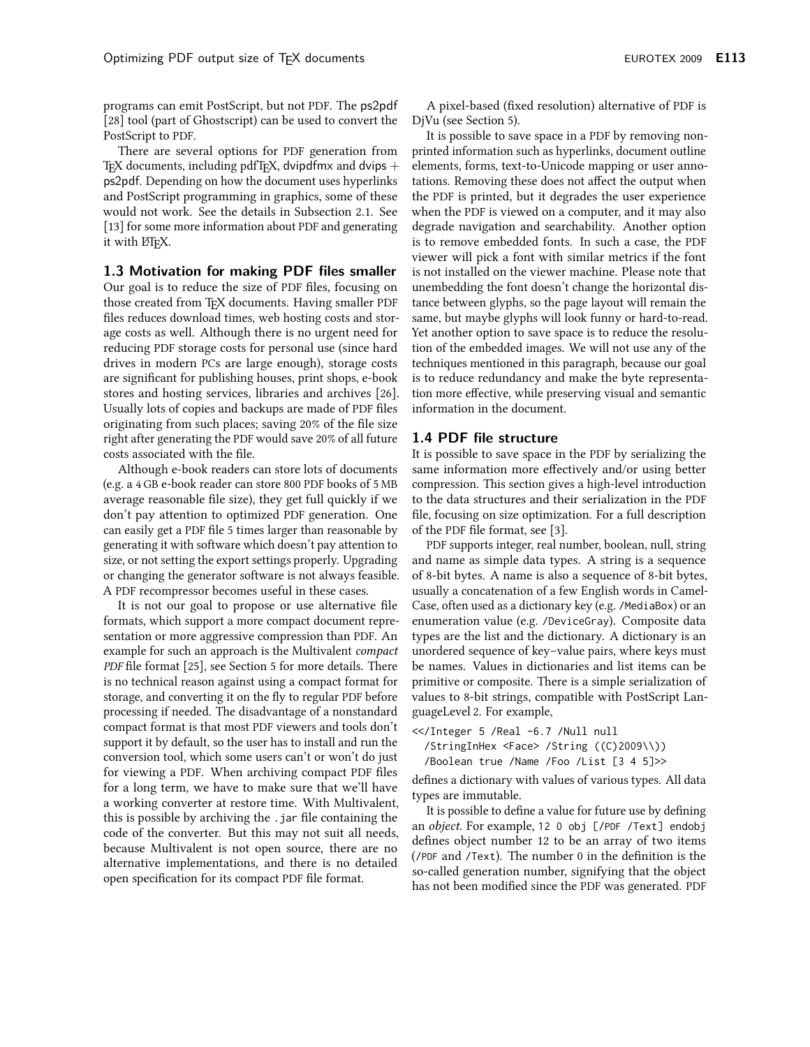programs can emit PostScript, but not PDF. The ps2pdf [28] tool (part of Ghostscript) can be used to convert the PostScript to PDF.

There are several options for PDF generation from TeX documents, including pdfTeX, dvipdfmx and dvips + ps2pdf. Depending on how the document uses hyperlinks and PostScript programming in graphics, some of these would not work. See the details in Subsection 2.1. See [13] for some more information about PDF and generating it with LaTeX.

### 1.3 Motivation for making PDF files smaller

Our goal is to reduce the size of PDF files, focusing on those created from TeX documents. Having smaller PDF files reduces download times, web hosting costs and storage costs as well. Although there is no urgent need for reducing PDF storage costs for personal use (since hard drives in modern PCs are large enough), storage costs are significant for publishing houses, print shops, e-book stores and hosting services, libraries and archives [26]. Usually lots of copies and backups are made of PDF files originating from such places; saving 20% of the file size right after generating the PDF would save 20% of all future costs associated with the file.

Although e-book readers can store lots of documents (e.g. a 4 GB e-book reader can store 800 PDF books of 5 MB average reasonable file size), they get full quickly if we don't pay attention to optimized PDF generation. One can easily get a PDF file 5 times larger than reasonable by generating it with software which doesn't pay attention to size, or not setting the export settings properly. Upgrading or changing the generator software is not always feasible. A PDF recompressor becomes useful in these cases.

It is not our goal to propose or use alternative file formats, which support a more compact document representation or more aggressive compression than PDF. An example for such an approach is the Multivalent *compact PDF* file format [25], see Section 5 for more details. There is no technical reason against using a compact format for storage, and converting it on the fly to regular PDF before processing if needed. The disadvantage of a nonstandard compact format is that most PDF viewers and tools don't support it by default, so the user has to install and run the conversion tool, which some users can't or won't do just for viewing a PDF. When archiving compact PDF files for a long term, we have to make sure that we'll have a working converter at restore time. With Multivalent, this is possible by archiving the `.jar` file containing the code of the converter. But this may not suit all needs, because Multivalent is not open source, there are no alternative implementations, and there is no detailed open specification for its compact PDF file format.

A pixel-based (fixed resolution) alternative of PDF is DjVu (see Section 5).

It is possible to save space in a PDF by removing non-printed information such as hyperlinks, document outline elements, forms, text-to-Unicode mapping or user annotations. Removing these does not affect the output when the PDF is printed, but it degrades the user experience when the PDF is viewed on a computer, and it may also degrade navigation and searchability. Another option is to remove embedded fonts. In such a case, the PDF viewer will pick a font with similar metrics if the font is not installed on the viewer machine. Please note that unembedding the font doesn't change the horizontal distance between glyphs, so the page layout will remain the same, but maybe glyphs will look funny or hard-to-read. Yet another option to save space is to reduce the resolution of the embedded images. We will not use any of the techniques mentioned in this paragraph, because our goal is to reduce redundancy and make the byte representation more effective, while preserving visual and semantic information in the document.

### 1.4 PDF file structure

It is possible to save space in the PDF by serializing the same information more effectively and/or using better compression. This section gives a high-level introduction to the data structures and their serialization in the PDF file, focusing on size optimization. For a full description of the PDF file format, see [3].

PDF supports integer, real number, boolean, null, string and name as simple data types. A string is a sequence of 8-bit bytes. A name is also a sequence of 8-bit bytes, usually a concatenation of a few English words in CamelCase, often used as a dictionary key (e.g. `/MediaBox`) or an enumeration value (e.g. `/DeviceGray`). Composite data types are the list and the dictionary. A dictionary is an unordered sequence of key–value pairs, where keys must be names. Values in dictionaries and list items can be primitive or composite. There is a simple serialization of values to 8-bit strings, compatible with PostScript LanguageLevel 2. For example,

```
<</Integer 5 /Real -6.7 /Null null
  /StringInHex <Face> /String ((C)2009\\))
  /Boolean true /Name /Foo /List [3 4 5]>>
```

defines a dictionary with values of various types. All data types are immutable.

It is possible to define a value for future use by defining an *object*. For example, `12 0 obj [/PDF /Text] endobj` defines object number 12 to be an array of two items (`/PDF` and `/Text`). The number 0 in the definition is the so-called generation number, signifying that the object has not been modified since the PDF was generated. PDF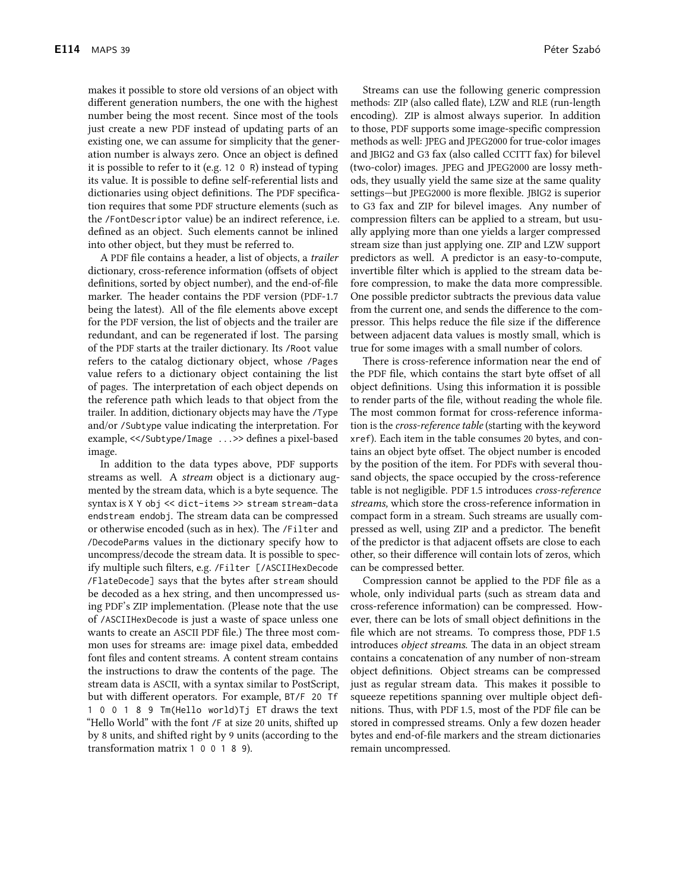makes it possible to store old versions of an object with different generation numbers, the one with the highest number being the most recent. Since most of the tools just create a new PDF instead of updating parts of an existing one, we can assume for simplicity that the generation number is always zero. Once an object is defined it is possible to refer to it (e.g. `12 0 R`) instead of typing its value. It is possible to define self-referential lists and dictionaries using object definitions. The PDF specification requires that some PDF structure elements (such as the `/FontDescriptor` value) be an indirect reference, i.e. defined as an object. Such elements cannot be inlined into other object, but they must be referred to.

A PDF file contains a header, a list of objects, a *trailer* dictionary, cross-reference information (offsets of object definitions, sorted by object number), and the end-of-file marker. The header contains the PDF version (PDF-1.7 being the latest). All of the file elements above except for the PDF version, the list of objects and the trailer are redundant, and can be regenerated if lost. The parsing of the PDF starts at the trailer dictionary. Its `/Root` value refers to the catalog dictionary object, whose `/Pages` value refers to a dictionary object containing the list of pages. The interpretation of each object depends on the reference path which leads to that object from the trailer. In addition, dictionary objects may have the `/Type` and/or `/Subtype` value indicating the interpretation. For example, `<</Subtype/Image ...>>` defines a pixel-based image.

In addition to the data types above, PDF supports streams as well. A *stream* object is a dictionary augmented by the stream data, which is a byte sequence. The syntax is `X Y obj << dict-items >> stream stream-data endstream endobj`. The stream data can be compressed or otherwise encoded (such as in hex). The `/Filter` and `/DecodeParms` values in the dictionary specify how to uncompress/decode the stream data. It is possible to specify multiple such filters, e.g. `/Filter [/ASCIIHexDecode /FlateDecode]` says that the bytes after `stream` should be decoded as a hex string, and then uncompressed using PDF's ZIP implementation. (Please note that the use of `/ASCIIHexDecode` is just a waste of space unless one wants to create an ASCII PDF file.) The three most common uses for streams are: image pixel data, embedded font files and content streams. A content stream contains the instructions to draw the contents of the page. The stream data is ASCII, with a syntax similar to PostScript, but with different operators. For example, `BT/F 20 Tf 1 0 0 1 8 9 Tm(Hello world)Tj ET` draws the text "Hello World" with the font `/F` at size 20 units, shifted up by 8 units, and shifted right by 9 units (according to the transformation matrix `1 0 0 1 8 9`).

Streams can use the following generic compression methods: ZIP (also called flate), LZW and RLE (run-length encoding). ZIP is almost always superior. In addition to those, PDF supports some image-specific compression methods as well: JPEG and JPEG2000 for true-color images and JBIG2 and G3 fax (also called CCITT fax) for bilevel (two-color) images. JPEG and JPEG2000 are lossy methods, they usually yield the same size at the same quality settings—but JPEG2000 is more flexible. JBIG2 is superior to G3 fax and ZIP for bilevel images. Any number of compression filters can be applied to a stream, but usually applying more than one yields a larger compressed stream size than just applying one. ZIP and LZW support predictors as well. A predictor is an easy-to-compute, invertible filter which is applied to the stream data before compression, to make the data more compressible. One possible predictor subtracts the previous data value from the current one, and sends the difference to the compressor. This helps reduce the file size if the difference between adjacent data values is mostly small, which is true for some images with a small number of colors.

There is cross-reference information near the end of the PDF file, which contains the start byte offset of all object definitions. Using this information it is possible to render parts of the file, without reading the whole file. The most common format for cross-reference information is the *cross-reference table* (starting with the keyword `xref`). Each item in the table consumes 20 bytes, and contains an object byte offset. The object number is encoded by the position of the item. For PDFs with several thousand objects, the space occupied by the cross-reference table is not negligible. PDF 1.5 introduces *cross-reference streams,* which store the cross-reference information in compact form in a stream. Such streams are usually compressed as well, using ZIP and a predictor. The benefit of the predictor is that adjacent offsets are close to each other, so their difference will contain lots of zeros, which can be compressed better.

Compression cannot be applied to the PDF file as a whole, only individual parts (such as stream data and cross-reference information) can be compressed. However, there can be lots of small object definitions in the file which are not streams. To compress those, PDF 1.5 introduces *object streams*. The data in an object stream contains a concatenation of any number of non-stream object definitions. Object streams can be compressed just as regular stream data. This makes it possible to squeeze repetitions spanning over multiple object definitions. Thus, with PDF 1.5, most of the PDF file can be stored in compressed streams. Only a few dozen header bytes and end-of-file markers and the stream dictionaries remain uncompressed.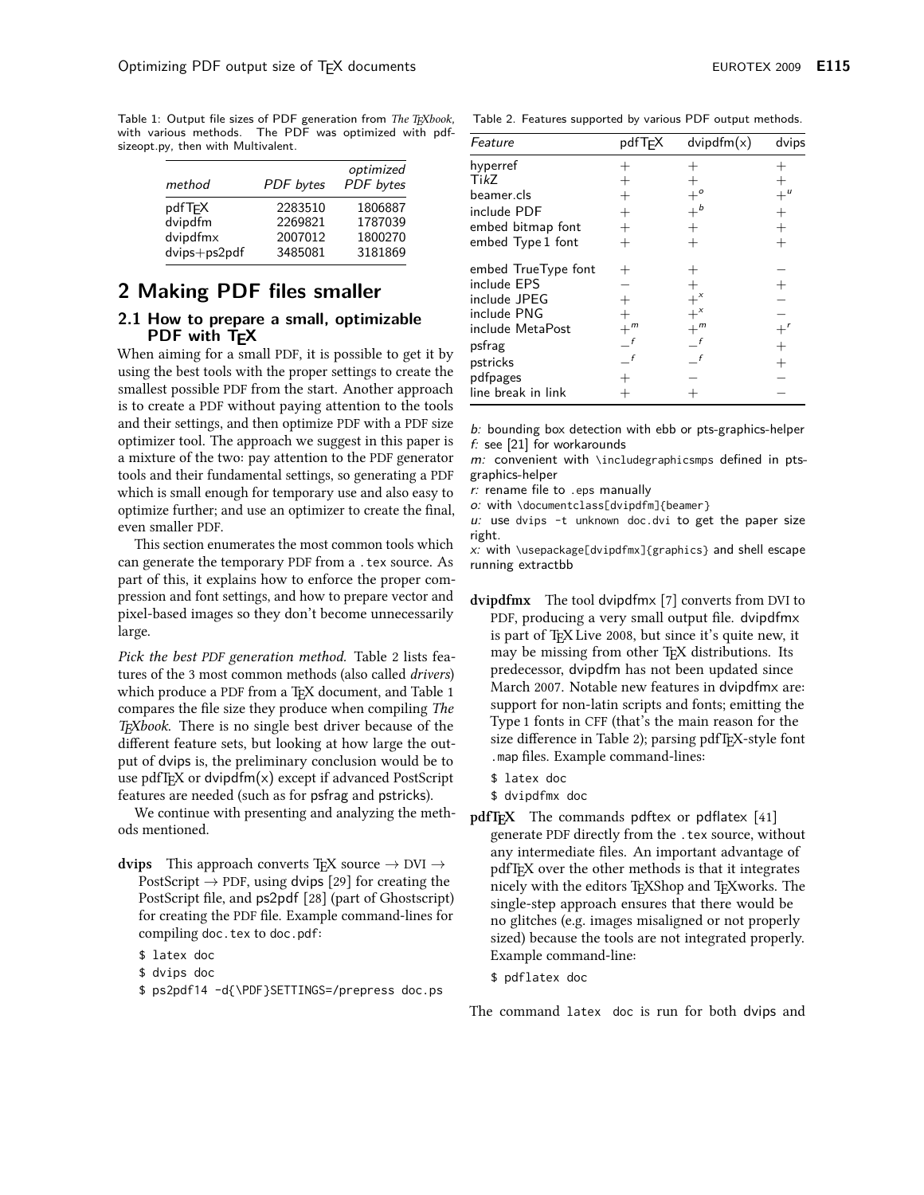Table 1: Output file sizes of PDF generation from *The TEXbook*, with various methods. The PDF was optimized with pdfsizeopt.py, then with Multivalent.

| *method* | *PDF bytes* | *optimized PDF bytes* |
|---|---|---|
| pdfTEX | 2283510 | 1806887 |
| dvipdfm | 2269821 | 1787039 |
| dvipdfmx | 2007012 | 1800270 |
| dvips+ps2pdf | 3485081 | 3181869 |

## 2 Making PDF files smaller

### 2.1 How to prepare a small, optimizable PDF with TEX

When aiming for a small PDF, it is possible to get it by using the best tools with the proper settings to create the smallest possible PDF from the start. Another approach is to create a PDF without paying attention to the tools and their settings, and then optimize PDF with a PDF size optimizer tool. The approach we suggest in this paper is a mixture of the two: pay attention to the PDF generator tools and their fundamental settings, so generating a PDF which is small enough for temporary use and also easy to optimize further; and use an optimizer to create the final, even smaller PDF.

This section enumerates the most common tools which can generate the temporary PDF from a `.tex` source. As part of this, it explains how to enforce the proper compression and font settings, and how to prepare vector and pixel-based images so they don't become unnecessarily large.

*Pick the best PDF generation method.* Table 2 lists features of the 3 most common methods (also called *drivers*) which produce a PDF from a TEX document, and Table 1 compares the file size they produce when compiling *The TEXbook*. There is no single best driver because of the different feature sets, but looking at how large the output of dvips is, the preliminary conclusion would be to use pdfTEX or dvipdfm(x) except if advanced PostScript features are needed (such as for psfrag and pstricks).

We continue with presenting and analyzing the methods mentioned.

**dvips** This approach converts TEX source → DVI → PostScript → PDF, using dvips [29] for creating the PostScript file, and ps2pdf [28] (part of Ghostscript) for creating the PDF file. Example command-lines for compiling `doc.tex` to `doc.pdf`:

```
$ latex doc
$ dvips doc
$ ps2pdf14 -d{\PDF}SETTINGS=/prepress doc.ps
```

Table 2. Features supported by various PDF output methods.

| *Feature* | pdfTEX | dvipdfm(x) | dvips |
|---|---|---|---|
| hyperref | + | + | + |
| TikZ | + | + | + |
| beamer.cls | + | +[o] | +[u] |
| include PDF | + | +[b] | + |
| embed bitmap font | + | + | + |
| embed Type 1 font | + | + | + |
| embed TrueType font | + | + | − |
| include EPS | − | + | + |
| include JPEG | + | +[x] | − |
| include PNG | + | +[x] | − |
| include MetaPost | +[m] | +[m] | +[r] |
| psfrag | −[f] | −[f] | + |
| pstricks | −[f] | −[f] | + |
| pdfpages | + | − | − |
| line break in link | + | + | − |

*b:* bounding box detection with ebb or pts-graphics-helper
*f:* see [21] for workarounds
*m:* convenient with `\includegraphicsmps` defined in pts-graphics-helper
*r:* rename file to `.eps` manually
*o:* with `\documentclass[dvipdfm]{beamer}`
*u:* use `dvips -t unknown doc.dvi` to get the paper size right.
*x:* with `\usepackage[dvipdfmx]{graphics}` and shell escape running extractbb

**dvipdfmx** The tool dvipdfmx [7] converts from DVI to PDF, producing a very small output file. dvipdfmx is part of TEX Live 2008, but since it's quite new, it may be missing from other TEX distributions. Its predecessor, dvipdfm has not been updated since March 2007. Notable new features in dvipdfmx are: support for non-latin scripts and fonts; emitting the Type 1 fonts in CFF (that's the main reason for the size difference in Table 2); parsing pdfTEX-style font `.map` files. Example command-lines:

```
$ latex doc
$ dvipdfmx doc
```

**pdfTEX** The commands pdftex or pdflatex [41] generate PDF directly from the `.tex` source, without any intermediate files. An important advantage of pdfTEX over the other methods is that it integrates nicely with the editors TEXShop and TEXworks. The single-step approach ensures that there would be no glitches (e.g. images misaligned or not properly sized) because the tools are not integrated properly. Example command-line:

```
$ pdflatex doc
```

The command `latex doc` is run for both dvips and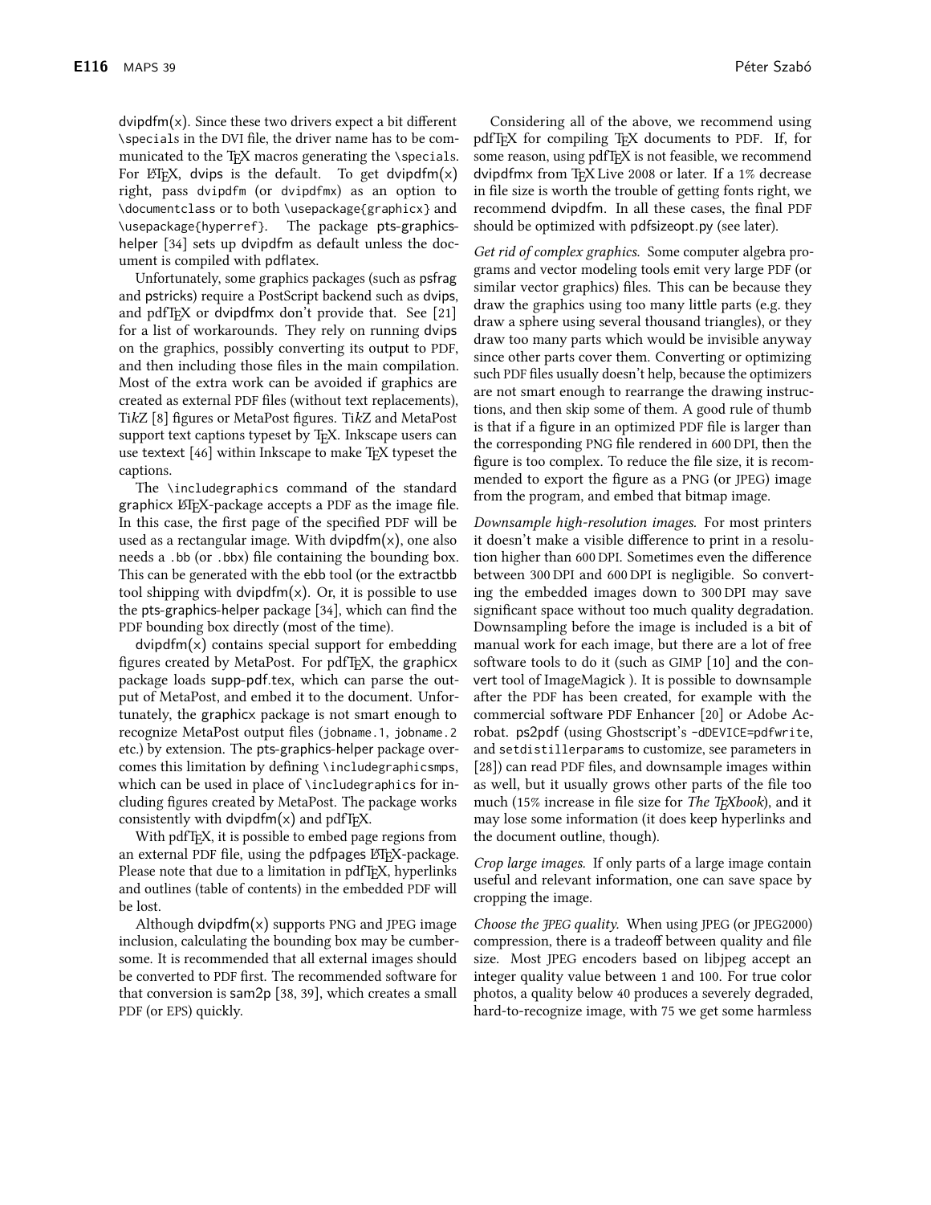dvipdfm(x). Since these two drivers expect a bit different `\special`s in the DVI file, the driver name has to be communicated to the TeX macros generating the `\special`s. For LaTeX, dvips is the default. To get dvipdfm(x) right, pass `dvipdfm` (or `dvipdfmx`) as an option to `\documentclass` or to both `\usepackage{graphicx}` and `\usepackage{hyperref}`. The package pts-graphics-helper [34] sets up dvipdfm as default unless the document is compiled with pdflatex.

Unfortunately, some graphics packages (such as psfrag and pstricks) require a PostScript backend such as dvips, and pdfTeX or dvipdfmx don't provide that. See [21] for a list of workarounds. They rely on running dvips on the graphics, possibly converting its output to PDF, and then including those files in the main compilation. Most of the extra work can be avoided if graphics are created as external PDF files (without text replacements), Ti*k*Z [8] figures or MetaPost figures. Ti*k*Z and MetaPost support text captions typeset by TeX. Inkscape users can use textext [46] within Inkscape to make TeX typeset the captions.

The `\includegraphics` command of the standard graphicx LaTeX-package accepts a PDF as the image file. In this case, the first page of the specified PDF will be used as a rectangular image. With dvipdfm(x), one also needs a `.bb` (or `.bbx`) file containing the bounding box. This can be generated with the ebb tool (or the extractbb tool shipping with dvipdfm(x). Or, it is possible to use the pts-graphics-helper package [34], which can find the PDF bounding box directly (most of the time).

dvipdfm(x) contains special support for embedding figures created by MetaPost. For pdfTeX, the graphicx package loads supp-pdf.tex, which can parse the output of MetaPost, and embed it to the document. Unfortunately, the graphicx package is not smart enough to recognize MetaPost output files (`jobname.1`, `jobname.2` etc.) by extension. The pts-graphics-helper package overcomes this limitation by defining `\includegraphicsmps`, which can be used in place of `\includegraphics` for including figures created by MetaPost. The package works consistently with dvipdfm(x) and pdfTeX.

With pdfTeX, it is possible to embed page regions from an external PDF file, using the pdfpages LaTeX-package. Please note that due to a limitation in pdfTeX, hyperlinks and outlines (table of contents) in the embedded PDF will be lost.

Although dvipdfm(x) supports PNG and JPEG image inclusion, calculating the bounding box may be cumbersome. It is recommended that all external images should be converted to PDF first. The recommended software for that conversion is sam2p [38, 39], which creates a small PDF (or EPS) quickly.

Considering all of the above, we recommend using pdfTeX for compiling TeX documents to PDF. If, for some reason, using pdfTeX is not feasible, we recommend dvipdfmx from TeX Live 2008 or later. If a 1% decrease in file size is worth the trouble of getting fonts right, we recommend dvipdfm. In all these cases, the final PDF should be optimized with pdfsizeopt.py (see later).

*Get rid of complex graphics.* Some computer algebra programs and vector modeling tools emit very large PDF (or similar vector graphics) files. This can be because they draw the graphics using too many little parts (e.g. they draw a sphere using several thousand triangles), or they draw too many parts which would be invisible anyway since other parts cover them. Converting or optimizing such PDF files usually doesn't help, because the optimizers are not smart enough to rearrange the drawing instructions, and then skip some of them. A good rule of thumb is that if a figure in an optimized PDF file is larger than the corresponding PNG file rendered in 600 DPI, then the figure is too complex. To reduce the file size, it is recommended to export the figure as a PNG (or JPEG) image from the program, and embed that bitmap image.

*Downsample high-resolution images.* For most printers it doesn't make a visible difference to print in a resolution higher than 600 DPI. Sometimes even the difference between 300 DPI and 600 DPI is negligible. So converting the embedded images down to 300 DPI may save significant space without too much quality degradation. Downsampling before the image is included is a bit of manual work for each image, but there are a lot of free software tools to do it (such as GIMP [10] and the convert tool of ImageMagick ). It is possible to downsample after the PDF has been created, for example with the commercial software PDF Enhancer [20] or Adobe Acrobat. ps2pdf (using Ghostscript's `-dDEVICE=pdfwrite`, and `setdistillerparams` to customize, see parameters in [28]) can read PDF files, and downsample images within as well, but it usually grows other parts of the file too much (15% increase in file size for *The TeXbook*), and it may lose some information (it does keep hyperlinks and the document outline, though).

*Crop large images.* If only parts of a large image contain useful and relevant information, one can save space by cropping the image.

*Choose the JPEG quality.* When using JPEG (or JPEG2000) compression, there is a tradeoff between quality and file size. Most JPEG encoders based on libjpeg accept an integer quality value between 1 and 100. For true color photos, a quality below 40 produces a severely degraded, hard-to-recognize image, with 75 we get some harmless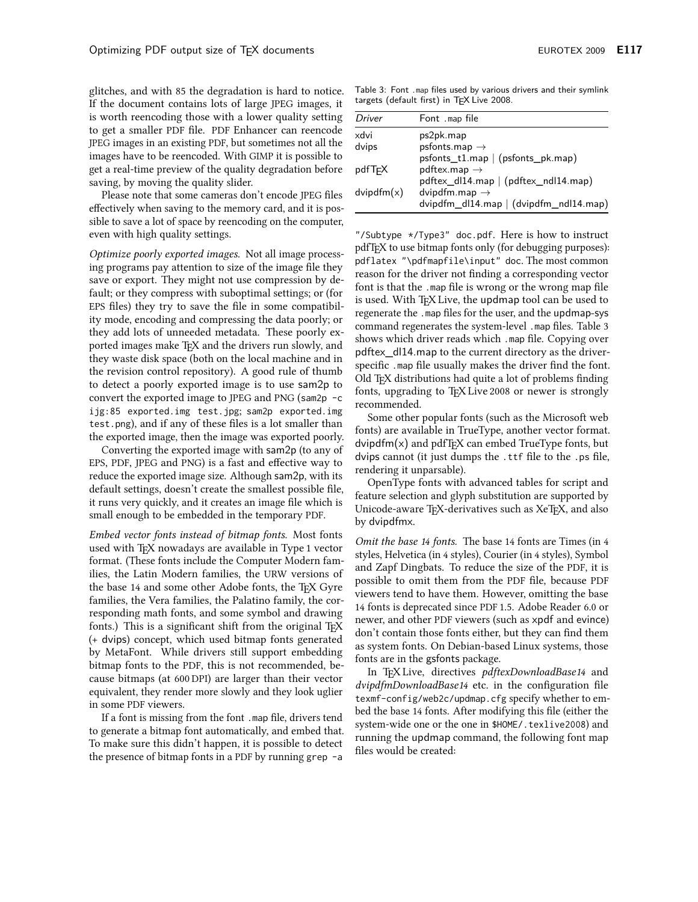glitches, and with 85 the degradation is hard to notice. If the document contains lots of large JPEG images, it is worth reencoding those with a lower quality setting to get a smaller PDF file. PDF Enhancer can reencode JPEG images in an existing PDF, but sometimes not all the images have to be reencoded. With GIMP it is possible to get a real-time preview of the quality degradation before saving, by moving the quality slider.

Please note that some cameras don't encode JPEG files effectively when saving to the memory card, and it is possible to save a lot of space by reencoding on the computer, even with high quality settings.

*Optimize poorly exported images.* Not all image processing programs pay attention to size of the image file they save or export. They might not use compression by default; or they compress with suboptimal settings; or (for EPS files) they try to save the file in some compatibility mode, encoding and compressing the data poorly; or they add lots of unneeded metadata. These poorly exported images make TEX and the drivers run slowly, and they waste disk space (both on the local machine and in the revision control repository). A good rule of thumb to detect a poorly exported image is to use sam2p to convert the exported image to JPEG and PNG (`sam2p -c ijg:85 exported.img test.jpg; sam2p exported.img test.png`), and if any of these files is a lot smaller than the exported image, then the image was exported poorly.

Converting the exported image with sam2p (to any of EPS, PDF, JPEG and PNG) is a fast and effective way to reduce the exported image size. Although sam2p, with its default settings, doesn't create the smallest possible file, it runs very quickly, and it creates an image file which is small enough to be embedded in the temporary PDF.

*Embed vector fonts instead of bitmap fonts.* Most fonts used with TEX nowadays are available in Type 1 vector format. (These fonts include the Computer Modern families, the Latin Modern families, the URW versions of the base 14 and some other Adobe fonts, the TEX Gyre families, the Vera families, the Palatino family, the corresponding math fonts, and some symbol and drawing fonts.) This is a significant shift from the original TEX (+ dvips) concept, which used bitmap fonts generated by MetaFont. While drivers still support embedding bitmap fonts to the PDF, this is not recommended, because bitmaps (at 600 DPI) are larger than their vector equivalent, they render more slowly and they look uglier in some PDF viewers.

If a font is missing from the font `.map` file, drivers tend to generate a bitmap font automatically, and embed that. To make sure this didn't happen, it is possible to detect the presence of bitmap fonts in a PDF by running `grep -a "/Subtype */Type3" doc.pdf`. Here is how to instruct pdfTEX to use bitmap fonts only (for debugging purposes): `pdflatex "\pdfmapfile\input" doc`. The most common reason for the driver not finding a corresponding vector font is that the `.map` file is wrong or the wrong map file is used. With TEX Live, the updmap tool can be used to regenerate the `.map` files for the user, and the updmap-sys command regenerates the system-level `.map` files. Table 3 shows which driver reads which `.map` file. Copying over pdftex_dl14.map to the current directory as the driver-specific `.map` file usually makes the driver find the font. Old TEX distributions had quite a lot of problems finding fonts, upgrading to TEX Live 2008 or newer is strongly recommended.

Table 3: Font `.map` files used by various drivers and their symlink targets (default first) in TEX Live 2008.

| *Driver* | Font `.map` file |
|---|---|
| xdvi | ps2pk.map |
| dvips | psfonts.map → psfonts_t1.map \| (psfonts_pk.map) |
| pdfTEX | pdftex.map → pdftex_dl14.map \| (pdftex_ndl14.map) |
| dvipdfm(x) | dvipdfm.map → dvipdfm_dl14.map \| (dvipdfm_ndl14.map) |

Some other popular fonts (such as the Microsoft web fonts) are available in TrueType, another vector format. dvipdfm(x) and pdfTEX can embed TrueType fonts, but dvips cannot (it just dumps the `.ttf` file to the `.ps` file, rendering it unparsable).

OpenType fonts with advanced tables for script and feature selection and glyph substitution are supported by Unicode-aware TEX-derivatives such as XeTEX, and also by dvipdfmx.

*Omit the base 14 fonts.* The base 14 fonts are Times (in 4 styles, Helvetica (in 4 styles), Courier (in 4 styles), Symbol and Zapf Dingbats. To reduce the size of the PDF, it is possible to omit them from the PDF file, because PDF viewers tend to have them. However, omitting the base 14 fonts is deprecated since PDF 1.5. Adobe Reader 6.0 or newer, and other PDF viewers (such as xpdf and evince) don't contain those fonts either, but they can find them as system fonts. On Debian-based Linux systems, those fonts are in the gsfonts package.

In TEX Live, directives *pdftexDownloadBase14* and *dvipdfmDownloadBase14* etc. in the configuration file `texmf-config/web2c/updmap.cfg` specify whether to embed the base 14 fonts. After modifying this file (either the system-wide one or the one in `$HOME/.texlive2008`) and running the updmap command, the following font map files would be created: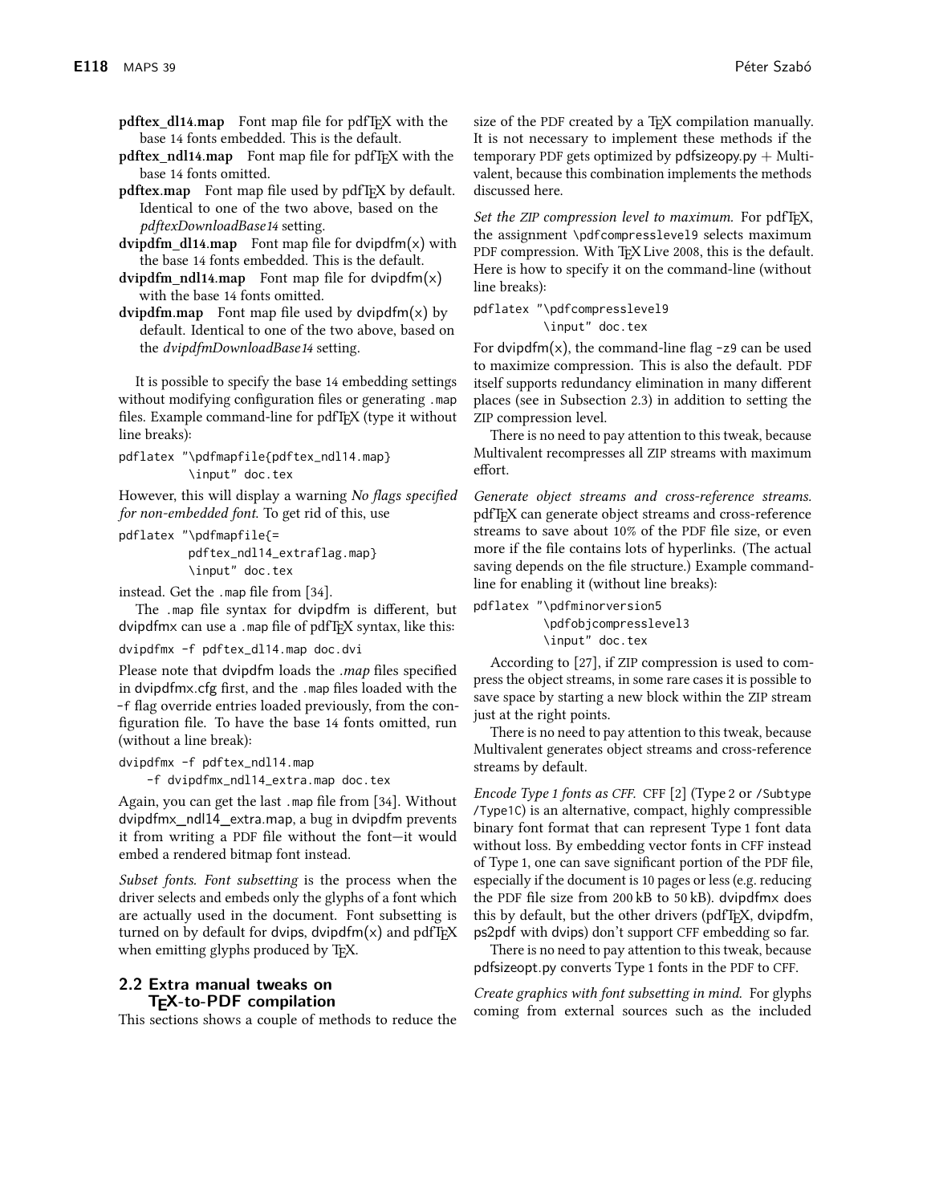**pdftex_dl14.map** Font map file for pdfTEX with the base 14 fonts embedded. This is the default.

**pdftex_ndl14.map** Font map file for pdfTEX with the base 14 fonts omitted.

**pdftex.map** Font map file used by pdfTEX by default. Identical to one of the two above, based on the *pdftexDownloadBase14* setting.

**dvipdfm_dl14.map** Font map file for dvipdfm(x) with the base 14 fonts embedded. This is the default.

**dvipdfm_ndl14.map** Font map file for dvipdfm(x) with the base 14 fonts omitted.

**dvipdfm.map** Font map file used by dvipdfm(x) by default. Identical to one of the two above, based on the *dvipdfmDownloadBase14* setting.

It is possible to specify the base 14 embedding settings without modifying configuration files or generating .map files. Example command-line for pdfTEX (type it without line breaks):

```
pdflatex "\pdfmapfile{pdftex_ndl14.map}
         \input" doc.tex
```

However, this will display a warning *No flags specified for non-embedded font.* To get rid of this, use

```
pdflatex "\pdfmapfile{=
         pdftex_ndl14_extraflag.map}
         \input" doc.tex
```

instead. Get the .map file from [34].

The .map file syntax for dvipdfm is different, but dvipdfmx can use a .map file of pdfTEX syntax, like this:

```
dvipdfmx -f pdftex_dl14.map doc.dvi
```

Please note that dvipdfm loads the *.map* files specified in dvipdfmx.cfg first, and the .map files loaded with the -f flag override entries loaded previously, from the configuration file. To have the base 14 fonts omitted, run (without a line break):

```
dvipdfmx -f pdftex_ndl14.map
    -f dvipdfmx_ndl14_extra.map doc.tex
```

Again, you can get the last .map file from [34]. Without dvipdfmx_ndl14_extra.map, a bug in dvipdfm prevents it from writing a PDF file without the font—it would embed a rendered bitmap font instead.

*Subset fonts.* *Font subsetting* is the process when the driver selects and embeds only the glyphs of a font which are actually used in the document. Font subsetting is turned on by default for dvips, dvipdfm(x) and pdfTEX when emitting glyphs produced by TEX.

## 2.2 Extra manual tweaks on TEX-to-PDF compilation

This sections shows a couple of methods to reduce the size of the PDF created by a TEX compilation manually. It is not necessary to implement these methods if the temporary PDF gets optimized by pdfsizeopy.py + Multivalent, because this combination implements the methods discussed here.

*Set the ZIP compression level to maximum.* For pdfTEX, the assignment \pdfcompresslevel9 selects maximum PDF compression. With TEX Live 2008, this is the default. Here is how to specify it on the command-line (without line breaks):

```
pdflatex "\pdfcompresslevel9
         \input" doc.tex
```

For dvipdfm(x), the command-line flag -z9 can be used to maximize compression. This is also the default. PDF itself supports redundancy elimination in many different places (see in Subsection 2.3) in addition to setting the ZIP compression level.

There is no need to pay attention to this tweak, because Multivalent recompresses all ZIP streams with maximum effort.

*Generate object streams and cross-reference streams.* pdfTEX can generate object streams and cross-reference streams to save about 10% of the PDF file size, or even more if the file contains lots of hyperlinks. (The actual saving depends on the file structure.) Example command-line for enabling it (without line breaks):

```
pdflatex "\pdfminorversion5
         \pdfobjcompresslevel3
         \input" doc.tex
```

According to [27], if ZIP compression is used to compress the object streams, in some rare cases it is possible to save space by starting a new block within the ZIP stream just at the right points.

There is no need to pay attention to this tweak, because Multivalent generates object streams and cross-reference streams by default.

*Encode Type 1 fonts as CFF.* CFF [2] (Type 2 or /Subtype /Type1C) is an alternative, compact, highly compressible binary font format that can represent Type 1 font data without loss. By embedding vector fonts in CFF instead of Type 1, one can save significant portion of the PDF file, especially if the document is 10 pages or less (e.g. reducing the PDF file size from 200 kB to 50 kB). dvipdfmx does this by default, but the other drivers (pdfTEX, dvipdfm, ps2pdf with dvips) don't support CFF embedding so far.

There is no need to pay attention to this tweak, because pdfsizeopt.py converts Type 1 fonts in the PDF to CFF.

*Create graphics with font subsetting in mind.* For glyphs coming from external sources such as the included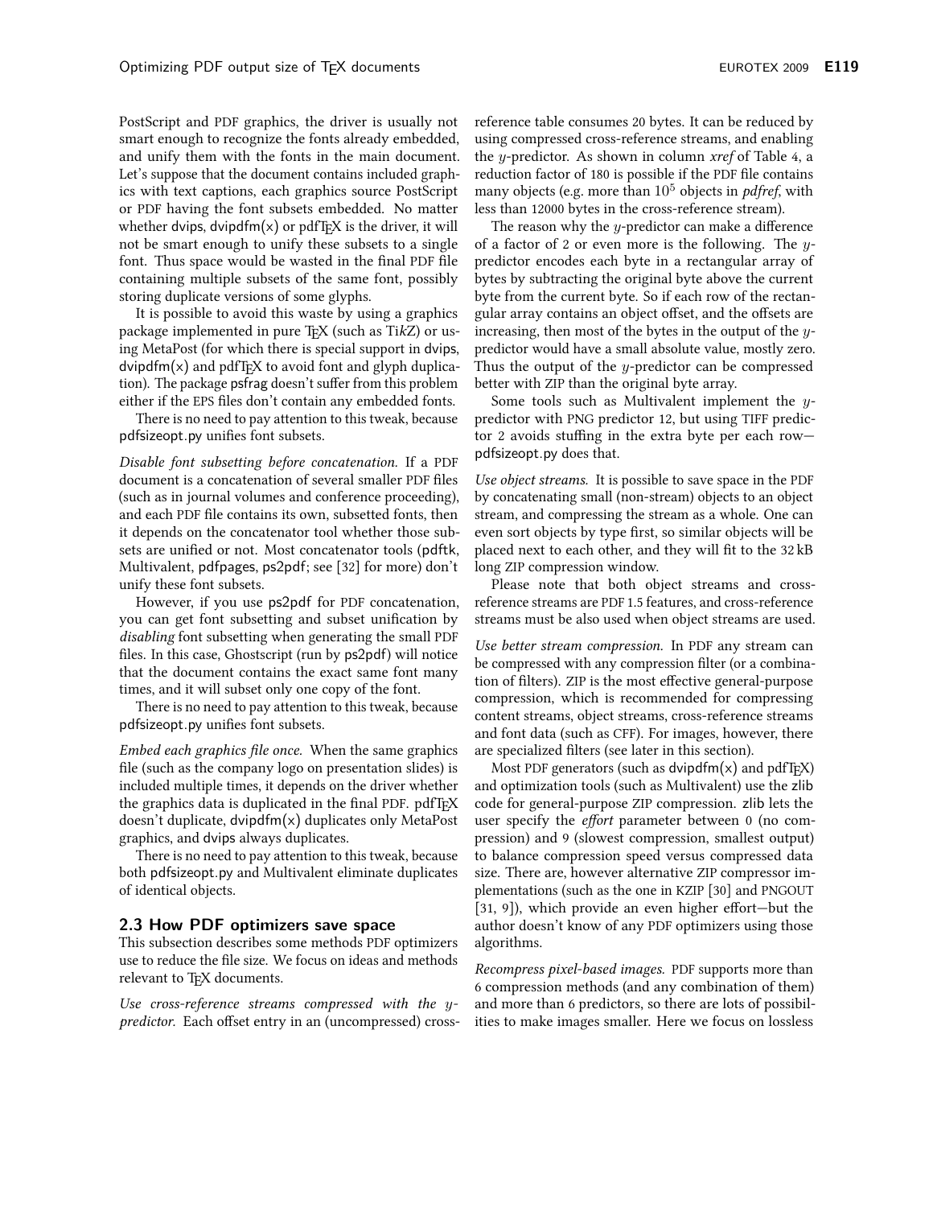PostScript and PDF graphics, the driver is usually not smart enough to recognize the fonts already embedded, and unify them with the fonts in the main document. Let's suppose that the document contains included graphics with text captions, each graphics source PostScript or PDF having the font subsets embedded. No matter whether dvips, dvipdfm(x) or pdfTeX is the driver, it will not be smart enough to unify these subsets to a single font. Thus space would be wasted in the final PDF file containing multiple subsets of the same font, possibly storing duplicate versions of some glyphs.

It is possible to avoid this waste by using a graphics package implemented in pure TeX (such as Ti*k*Z) or using MetaPost (for which there is special support in dvips, dvipdfm(x) and pdfTeX to avoid font and glyph duplication). The package psfrag doesn't suffer from this problem either if the EPS files don't contain any embedded fonts.

There is no need to pay attention to this tweak, because pdfsizeopt.py unifies font subsets.

*Disable font subsetting before concatenation.* If a PDF document is a concatenation of several smaller PDF files (such as in journal volumes and conference proceeding), and each PDF file contains its own, subsetted fonts, then it depends on the concatenator tool whether those subsets are unified or not. Most concatenator tools (pdftk, Multivalent, pdfpages, ps2pdf; see [32] for more) don't unify these font subsets.

However, if you use ps2pdf for PDF concatenation, you can get font subsetting and subset unification by *disabling* font subsetting when generating the small PDF files. In this case, Ghostscript (run by ps2pdf) will notice that the document contains the exact same font many times, and it will subset only one copy of the font.

There is no need to pay attention to this tweak, because pdfsizeopt.py unifies font subsets.

*Embed each graphics file once.* When the same graphics file (such as the company logo on presentation slides) is included multiple times, it depends on the driver whether the graphics data is duplicated in the final PDF. pdfTeX doesn't duplicate, dvipdfm(x) duplicates only MetaPost graphics, and dvips always duplicates.

There is no need to pay attention to this tweak, because both pdfsizeopt.py and Multivalent eliminate duplicates of identical objects.

### 2.3 How PDF optimizers save space

This subsection describes some methods PDF optimizers use to reduce the file size. We focus on ideas and methods relevant to TeX documents.

*Use cross-reference streams compressed with the $y$-predictor.* Each offset entry in an (uncompressed) cross-reference table consumes 20 bytes. It can be reduced by using compressed cross-reference streams, and enabling the $y$-predictor. As shown in column *xref* of Table 4, a reduction factor of 180 is possible if the PDF file contains many objects (e.g. more than $10^5$ objects in *pdfref*, with less than 12000 bytes in the cross-reference stream).

The reason why the $y$-predictor can make a difference of a factor of 2 or even more is the following. The $y$-predictor encodes each byte in a rectangular array of bytes by subtracting the original byte above the current byte from the current byte. So if each row of the rectangular array contains an object offset, and the offsets are increasing, then most of the bytes in the output of the $y$-predictor would have a small absolute value, mostly zero. Thus the output of the $y$-predictor can be compressed better with ZIP than the original byte array.

Some tools such as Multivalent implement the $y$-predictor with PNG predictor 12, but using TIFF predictor 2 avoids stuffing in the extra byte per each row—pdfsizeopt.py does that.

*Use object streams.* It is possible to save space in the PDF by concatenating small (non-stream) objects to an object stream, and compressing the stream as a whole. One can even sort objects by type first, so similar objects will be placed next to each other, and they will fit to the 32 kB long ZIP compression window.

Please note that both object streams and cross-reference streams are PDF 1.5 features, and cross-reference streams must be also used when object streams are used.

*Use better stream compression.* In PDF any stream can be compressed with any compression filter (or a combination of filters). ZIP is the most effective general-purpose compression, which is recommended for compressing content streams, object streams, cross-reference streams and font data (such as CFF). For images, however, there are specialized filters (see later in this section).

Most PDF generators (such as dvipdfm(x) and pdfTeX) and optimization tools (such as Multivalent) use the zlib code for general-purpose ZIP compression. zlib lets the user specify the *effort* parameter between 0 (no compression) and 9 (slowest compression, smallest output) to balance compression speed versus compressed data size. There are, however alternative ZIP compressor implementations (such as the one in KZIP [30] and PNGOUT [31, 9]), which provide an even higher effort—but the author doesn't know of any PDF optimizers using those algorithms.

*Recompress pixel-based images.* PDF supports more than 6 compression methods (and any combination of them) and more than 6 predictors, so there are lots of possibilities to make images smaller. Here we focus on lossless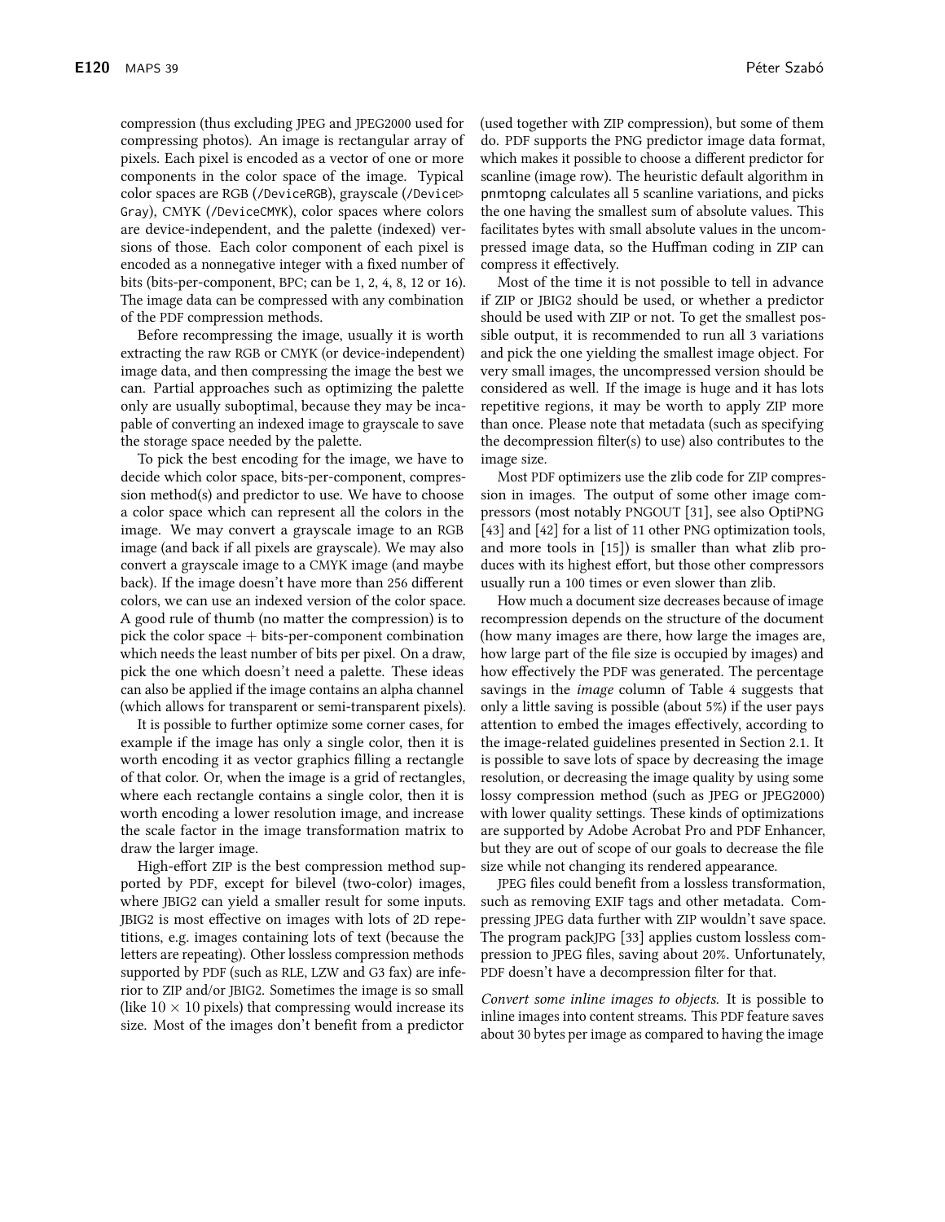compression (thus excluding JPEG and JPEG2000 used for compressing photos). An image is rectangular array of pixels. Each pixel is encoded as a vector of one or more components in the color space of the image. Typical color spaces are RGB (/DeviceRGB), grayscale (/DeviceGray), CMYK (/DeviceCMYK), color spaces where colors are device-independent, and the palette (indexed) versions of those. Each color component of each pixel is encoded as a nonnegative integer with a fixed number of bits (bits-per-component, BPC; can be 1, 2, 4, 8, 12 or 16). The image data can be compressed with any combination of the PDF compression methods.

Before recompressing the image, usually it is worth extracting the raw RGB or CMYK (or device-independent) image data, and then compressing the image the best we can. Partial approaches such as optimizing the palette only are usually suboptimal, because they may be incapable of converting an indexed image to grayscale to save the storage space needed by the palette.

To pick the best encoding for the image, we have to decide which color space, bits-per-component, compression method(s) and predictor to use. We have to choose a color space which can represent all the colors in the image. We may convert a grayscale image to an RGB image (and back if all pixels are grayscale). We may also convert a grayscale image to a CMYK image (and maybe back). If the image doesn't have more than 256 different colors, we can use an indexed version of the color space. A good rule of thumb (no matter the compression) is to pick the color space + bits-per-component combination which needs the least number of bits per pixel. On a draw, pick the one which doesn't need a palette. These ideas can also be applied if the image contains an alpha channel (which allows for transparent or semi-transparent pixels).

It is possible to further optimize some corner cases, for example if the image has only a single color, then it is worth encoding it as vector graphics filling a rectangle of that color. Or, when the image is a grid of rectangles, where each rectangle contains a single color, then it is worth encoding a lower resolution image, and increase the scale factor in the image transformation matrix to draw the larger image.

High-effort ZIP is the best compression method supported by PDF, except for bilevel (two-color) images, where JBIG2 can yield a smaller result for some inputs. JBIG2 is most effective on images with lots of 2D repetitions, e.g. images containing lots of text (because the letters are repeating). Other lossless compression methods supported by PDF (such as RLE, LZW and G3 fax) are inferior to ZIP and/or JBIG2. Sometimes the image is so small (like $10 \times 10$ pixels) that compressing would increase its size. Most of the images don't benefit from a predictor (used together with ZIP compression), but some of them do. PDF supports the PNG predictor image data format, which makes it possible to choose a different predictor for scanline (image row). The heuristic default algorithm in pnmtopng calculates all 5 scanline variations, and picks the one having the smallest sum of absolute values. This facilitates bytes with small absolute values in the uncompressed image data, so the Huffman coding in ZIP can compress it effectively.

Most of the time it is not possible to tell in advance if ZIP or JBIG2 should be used, or whether a predictor should be used with ZIP or not. To get the smallest possible output, it is recommended to run all 3 variations and pick the one yielding the smallest image object. For very small images, the uncompressed version should be considered as well. If the image is huge and it has lots repetitive regions, it may be worth to apply ZIP more than once. Please note that metadata (such as specifying the decompression filter(s) to use) also contributes to the image size.

Most PDF optimizers use the zlib code for ZIP compression in images. The output of some other image compressors (most notably PNGOUT [31], see also OptiPNG [43] and [42] for a list of 11 other PNG optimization tools, and more tools in [15]) is smaller than what zlib produces with its highest effort, but those other compressors usually run a 100 times or even slower than zlib.

How much a document size decreases because of image recompression depends on the structure of the document (how many images are there, how large the images are, how large part of the file size is occupied by images) and how effectively the PDF was generated. The percentage savings in the *image* column of Table 4 suggests that only a little saving is possible (about 5%) if the user pays attention to embed the images effectively, according to the image-related guidelines presented in Section 2.1. It is possible to save lots of space by decreasing the image resolution, or decreasing the image quality by using some lossy compression method (such as JPEG or JPEG2000) with lower quality settings. These kinds of optimizations are supported by Adobe Acrobat Pro and PDF Enhancer, but they are out of scope of our goals to decrease the file size while not changing its rendered appearance.

JPEG files could benefit from a lossless transformation, such as removing EXIF tags and other metadata. Compressing JPEG data further with ZIP wouldn't save space. The program packJPG [33] applies custom lossless compression to JPEG files, saving about 20%. Unfortunately, PDF doesn't have a decompression filter for that.

*Convert some inline images to objects.* It is possible to inline images into content streams. This PDF feature saves about 30 bytes per image as compared to having the image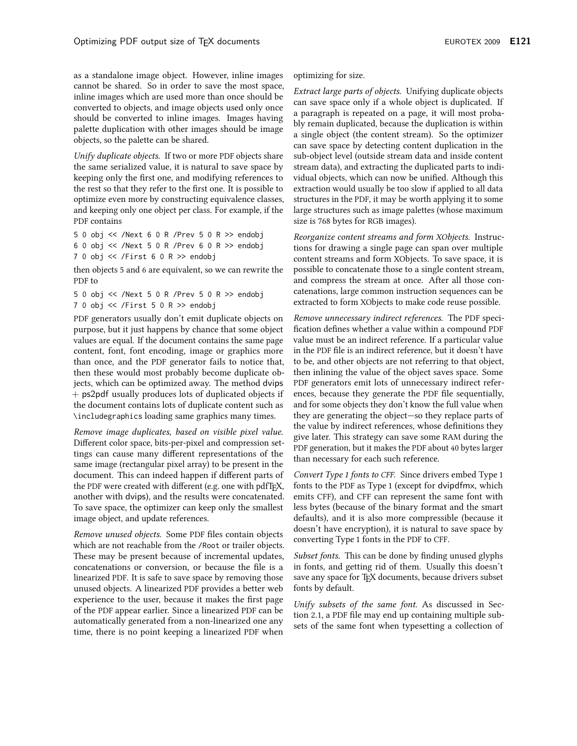as a standalone image object. However, inline images cannot be shared. So in order to save the most space, inline images which are used more than once should be converted to objects, and image objects used only once should be converted to inline images. Images having palette duplication with other images should be image objects, so the palette can be shared.

*Unify duplicate objects.* If two or more PDF objects share the same serialized value, it is natural to save space by keeping only the first one, and modifying references to the rest so that they refer to the first one. It is possible to optimize even more by constructing equivalence classes, and keeping only one object per class. For example, if the PDF contains

```
5 0 obj << /Next 6 0 R /Prev 5 0 R >> endobj
6 0 obj << /Next 5 0 R /Prev 6 0 R >> endobj
7 0 obj << /First 6 0 R >> endobj
```

then objects 5 and 6 are equivalent, so we can rewrite the PDF to

```
5 0 obj << /Next 5 0 R /Prev 5 0 R >> endobj
7 0 obj << /First 5 0 R >> endobj
```

PDF generators usually don't emit duplicate objects on purpose, but it just happens by chance that some object values are equal. If the document contains the same page content, font, font encoding, image or graphics more than once, and the PDF generator fails to notice that, then these would most probably become duplicate objects, which can be optimized away. The method dvips + ps2pdf usually produces lots of duplicated objects if the document contains lots of duplicate content such as `\includegraphics` loading same graphics many times.

*Remove image duplicates, based on visible pixel value.* Different color space, bits-per-pixel and compression settings can cause many different representations of the same image (rectangular pixel array) to be present in the document. This can indeed happen if different parts of the PDF were created with different (e.g. one with pdfTeX, another with dvips), and the results were concatenated. To save space, the optimizer can keep only the smallest image object, and update references.

*Remove unused objects.* Some PDF files contain objects which are not reachable from the `/Root` or trailer objects. These may be present because of incremental updates, concatenations or conversion, or because the file is a linearized PDF. It is safe to save space by removing those unused objects. A linearized PDF provides a better web experience to the user, because it makes the first page of the PDF appear earlier. Since a linearized PDF can be automatically generated from a non-linearized one any time, there is no point keeping a linearized PDF when optimizing for size.

*Extract large parts of objects.* Unifying duplicate objects can save space only if a whole object is duplicated. If a paragraph is repeated on a page, it will most probably remain duplicated, because the duplication is within a single object (the content stream). So the optimizer can save space by detecting content duplication in the sub-object level (outside stream data and inside content stream data), and extracting the duplicated parts to individual objects, which can now be unified. Although this extraction would usually be too slow if applied to all data structures in the PDF, it may be worth applying it to some large structures such as image palettes (whose maximum size is 768 bytes for RGB images).

*Reorganize content streams and form XObjects.* Instructions for drawing a single page can span over multiple content streams and form XObjects. To save space, it is possible to concatenate those to a single content stream, and compress the stream at once. After all those concatenations, large common instruction sequences can be extracted to form XObjects to make code reuse possible.

*Remove unnecessary indirect references.* The PDF specification defines whether a value within a compound PDF value must be an indirect reference. If a particular value in the PDF file is an indirect reference, but it doesn't have to be, and other objects are not referring to that object, then inlining the value of the object saves space. Some PDF generators emit lots of unnecessary indirect references, because they generate the PDF file sequentially, and for some objects they don't know the full value when they are generating the object—so they replace parts of the value by indirect references, whose definitions they give later. This strategy can save some RAM during the PDF generation, but it makes the PDF about 40 bytes larger than necessary for each such reference.

*Convert Type 1 fonts to CFF.* Since drivers embed Type 1 fonts to the PDF as Type 1 (except for dvipdfmx, which emits CFF), and CFF can represent the same font with less bytes (because of the binary format and the smart defaults), and it is also more compressible (because it doesn't have encryption), it is natural to save space by converting Type 1 fonts in the PDF to CFF.

*Subset fonts.* This can be done by finding unused glyphs in fonts, and getting rid of them. Usually this doesn't save any space for TeX documents, because drivers subset fonts by default.

*Unify subsets of the same font.* As discussed in Section 2.1, a PDF file may end up containing multiple subsets of the same font when typesetting a collection of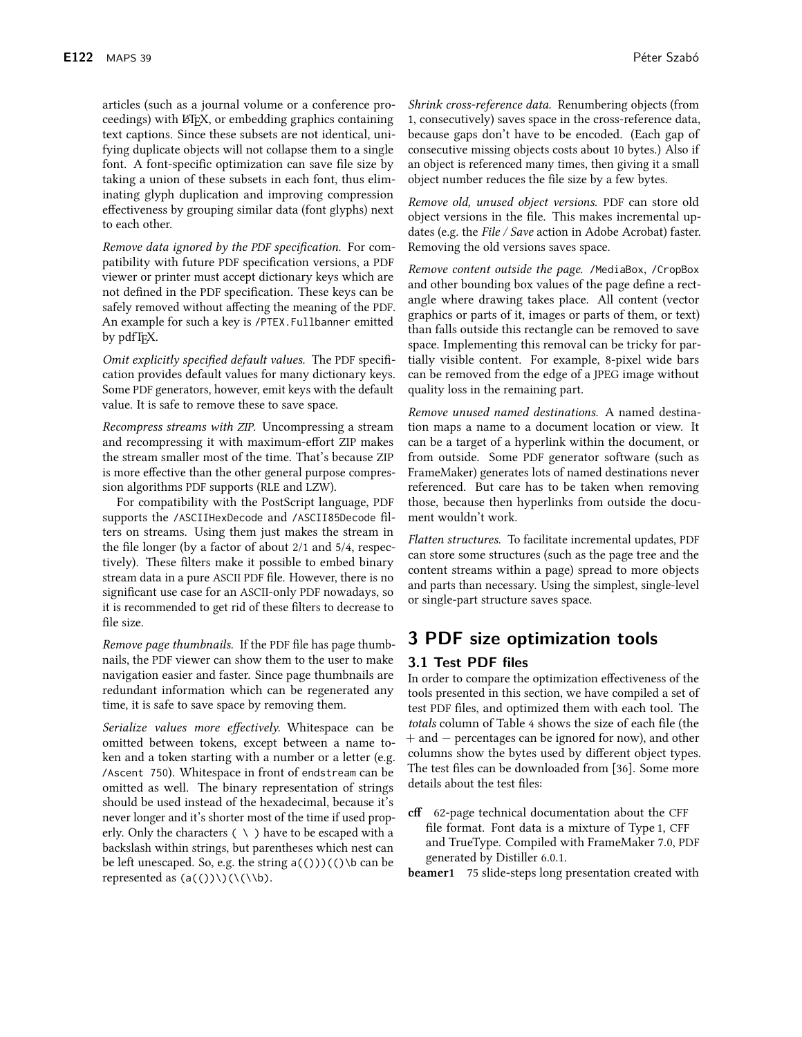articles (such as a journal volume or a conference proceedings) with LaTeX, or embedding graphics containing text captions. Since these subsets are not identical, unifying duplicate objects will not collapse them to a single font. A font-specific optimization can save file size by taking a union of these subsets in each font, thus eliminating glyph duplication and improving compression effectiveness by grouping similar data (font glyphs) next to each other.

*Remove data ignored by the PDF specification.* For compatibility with future PDF specification versions, a PDF viewer or printer must accept dictionary keys which are not defined in the PDF specification. These keys can be safely removed without affecting the meaning of the PDF. An example for such a key is `/PTEX.Fullbanner` emitted by pdfTeX.

*Omit explicitly specified default values.* The PDF specification provides default values for many dictionary keys. Some PDF generators, however, emit keys with the default value. It is safe to remove these to save space.

*Recompress streams with ZIP.* Uncompressing a stream and recompressing it with maximum-effort ZIP makes the stream smaller most of the time. That's because ZIP is more effective than the other general purpose compression algorithms PDF supports (RLE and LZW).

For compatibility with the PostScript language, PDF supports the `/ASCIIHexDecode` and `/ASCII85Decode` filters on streams. Using them just makes the stream in the file longer (by a factor of about 2/1 and 5/4, respectively). These filters make it possible to embed binary stream data in a pure ASCII PDF file. However, there is no significant use case for an ASCII-only PDF nowadays, so it is recommended to get rid of these filters to decrease to file size.

*Remove page thumbnails.* If the PDF file has page thumbnails, the PDF viewer can show them to the user to make navigation easier and faster. Since page thumbnails are redundant information which can be regenerated any time, it is safe to save space by removing them.

*Serialize values more effectively.* Whitespace can be omitted between tokens, except between a name token and a token starting with a number or a letter (e.g. `/Ascent 750`). Whitespace in front of `endstream` can be omitted as well. The binary representation of strings should be used instead of the hexadecimal, because it's never longer and it's shorter most of the time if used properly. Only the characters `( \ )` have to be escaped with a backslash within strings, but parentheses which nest can be left unescaped. So, e.g. the string `a(()))(()\b` can be represented as `(a(())\)(\(\\b)`.

*Shrink cross-reference data.* Renumbering objects (from 1, consecutively) saves space in the cross-reference data, because gaps don't have to be encoded. (Each gap of consecutive missing objects costs about 10 bytes.) Also if an object is referenced many times, then giving it a small object number reduces the file size by a few bytes.

*Remove old, unused object versions.* PDF can store old object versions in the file. This makes incremental updates (e.g. the *File / Save* action in Adobe Acrobat) faster. Removing the old versions saves space.

*Remove content outside the page.* `/MediaBox`, `/CropBox` and other bounding box values of the page define a rectangle where drawing takes place. All content (vector graphics or parts of it, images or parts of them, or text) than falls outside this rectangle can be removed to save space. Implementing this removal can be tricky for partially visible content. For example, 8-pixel wide bars can be removed from the edge of a JPEG image without quality loss in the remaining part.

*Remove unused named destinations.* A named destination maps a name to a document location or view. It can be a target of a hyperlink within the document, or from outside. Some PDF generator software (such as FrameMaker) generates lots of named destinations never referenced. But care has to be taken when removing those, because then hyperlinks from outside the document wouldn't work.

*Flatten structures.* To facilitate incremental updates, PDF can store some structures (such as the page tree and the content streams within a page) spread to more objects and parts than necessary. Using the simplest, single-level or single-part structure saves space.

# 3 PDF size optimization tools

## 3.1 Test PDF files

In order to compare the optimization effectiveness of the tools presented in this section, we have compiled a set of test PDF files, and optimized them with each tool. The *totals* column of Table 4 shows the size of each file (the + and − percentages can be ignored for now), and other columns show the bytes used by different object types. The test files can be downloaded from [36]. Some more details about the test files:

**cff** 62-page technical documentation about the CFF file format. Font data is a mixture of Type 1, CFF and TrueType. Compiled with FrameMaker 7.0, PDF generated by Distiller 6.0.1.

**beamer1** 75 slide-steps long presentation created with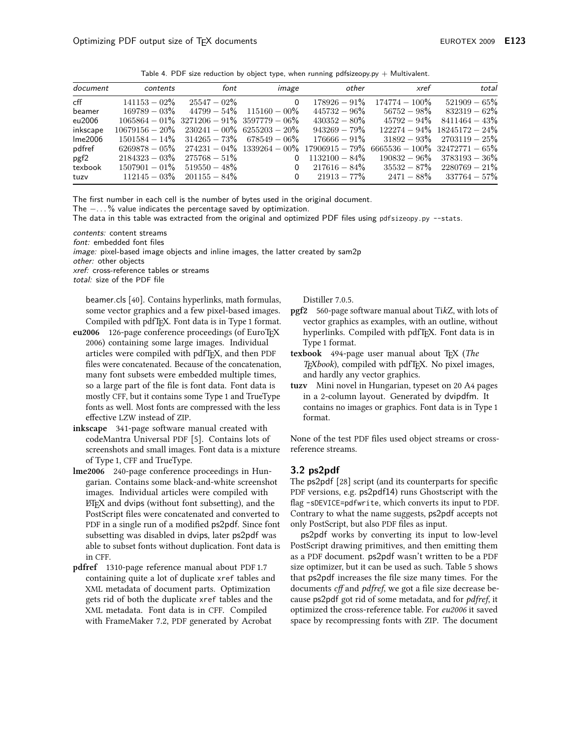Table 4. PDF size reduction by object type, when running pdfsizeopy.py + Multivalent.

| *document* | *contents* | *font* | *image* | *other* | *xref* | *total* |
|---|---|---|---|---|---|---|
| cff | 141153 − 02% | 25547 − 02% | 0 | 178926 − 91% | 174774 − 100% | 521909 − 65% |
| beamer | 169789 − 03% | 44799 − 54% | 115160 − 00% | 445732 − 96% | 56752 − 98% | 832319 − 62% |
| eu2006 | 1065864 − 01% | 3271206 − 91% | 3597779 − 06% | 430352 − 80% | 45792 − 94% | 8411464 − 43% |
| inkscape | 10679156 − 20% | 230241 − 00% | 6255203 − 20% | 943269 − 79% | 122274 − 94% | 18245172 − 24% |
| lme2006 | 1501584 − 14% | 314265 − 73% | 678549 − 06% | 176666 − 91% | 31892 − 93% | 2703119 − 25% |
| pdfref | 6269878 − 05% | 274231 − 04% | 1339264 − 00% | 17906915 − 79% | 6665536 − 100% | 32472771 − 65% |
| pgf2 | 2184323 − 03% | 275768 − 51% | 0 | 1132100 − 84% | 190832 − 96% | 3783193 − 36% |
| texbook | 1507901 − 01% | 519550 − 48% | 0 | 217616 − 84% | 35532 − 87% | 2280769 − 21% |
| tuzv | 112145 − 03% | 201155 − 84% | 0 | 21913 − 77% | 2471 − 88% | 337764 − 57% |

The first number in each cell is the number of bytes used in the original document.
The −. . . % value indicates the percentage saved by optimization.
The data in this table was extracted from the original and optimized PDF files using `pdfsizeopy.py --stats`.

*contents:* content streams
*font:* embedded font files
*image:* pixel-based image objects and inline images, the latter created by sam2p
*other:* other objects
*xref:* cross-reference tables or streams
*total:* size of the PDF file

beamer.cls [40]. Contains hyperlinks, math formulas, some vector graphics and a few pixel-based images. Compiled with pdfTEX. Font data is in Type 1 format.

**eu2006** 126-page conference proceedings (of EuroTEX 2006) containing some large images. Individual articles were compiled with pdfTEX, and then PDF files were concatenated. Because of the concatenation, many font subsets were embedded multiple times, so a large part of the file is font data. Font data is mostly CFF, but it contains some Type 1 and TrueType fonts as well. Most fonts are compressed with the less effective LZW instead of ZIP.

**inkscape** 341-page software manual created with codeMantra Universal PDF [5]. Contains lots of screenshots and small images. Font data is a mixture of Type 1, CFF and TrueType.

**lme2006** 240-page conference proceedings in Hungarian. Contains some black-and-white screenshot images. Individual articles were compiled with LaTeX and dvips (without font subsetting), and the PostScript files were concatenated and converted to PDF in a single run of a modified ps2pdf. Since font subsetting was disabled in dvips, later ps2pdf was able to subset fonts without duplication. Font data is in CFF.

**pdfref** 1310-page reference manual about PDF 1.7 containing quite a lot of duplicate `xref` tables and XML metadata of document parts. Optimization gets rid of both the duplicate `xref` tables and the XML metadata. Font data is in CFF. Compiled with FrameMaker 7.2, PDF generated by Acrobat Distiller 7.0.5.

**pgf2** 560-page software manual about Ti*k*Z, with lots of vector graphics as examples, with an outline, without hyperlinks. Compiled with pdfTEX. Font data is in Type 1 format.

**texbook** 494-page user manual about TEX (*The TEXbook*), compiled with pdfTEX. No pixel images, and hardly any vector graphics.

**tuzv** Mini novel in Hungarian, typeset on 20 A4 pages in a 2-column layout. Generated by dvipdfm. It contains no images or graphics. Font data is in Type 1 format.

None of the test PDF files used object streams or cross-reference streams.

## 3.2 ps2pdf

The ps2pdf [28] script (and its counterparts for specific PDF versions, e.g. ps2pdf14) runs Ghostscript with the flag `-sDEVICE=pdfwrite`, which converts its input to PDF. Contrary to what the name suggests, ps2pdf accepts not only PostScript, but also PDF files as input.

ps2pdf works by converting its input to low-level PostScript drawing primitives, and then emitting them as a PDF document. ps2pdf wasn't written to be a PDF size optimizer, but it can be used as such. Table 5 shows that ps2pdf increases the file size many times. For the documents *cff* and *pdfref*, we got a file size decrease because ps2pdf got rid of some metadata, and for *pdfref*, it optimized the cross-reference table. For *eu2006* it saved space by recompressing fonts with ZIP. The document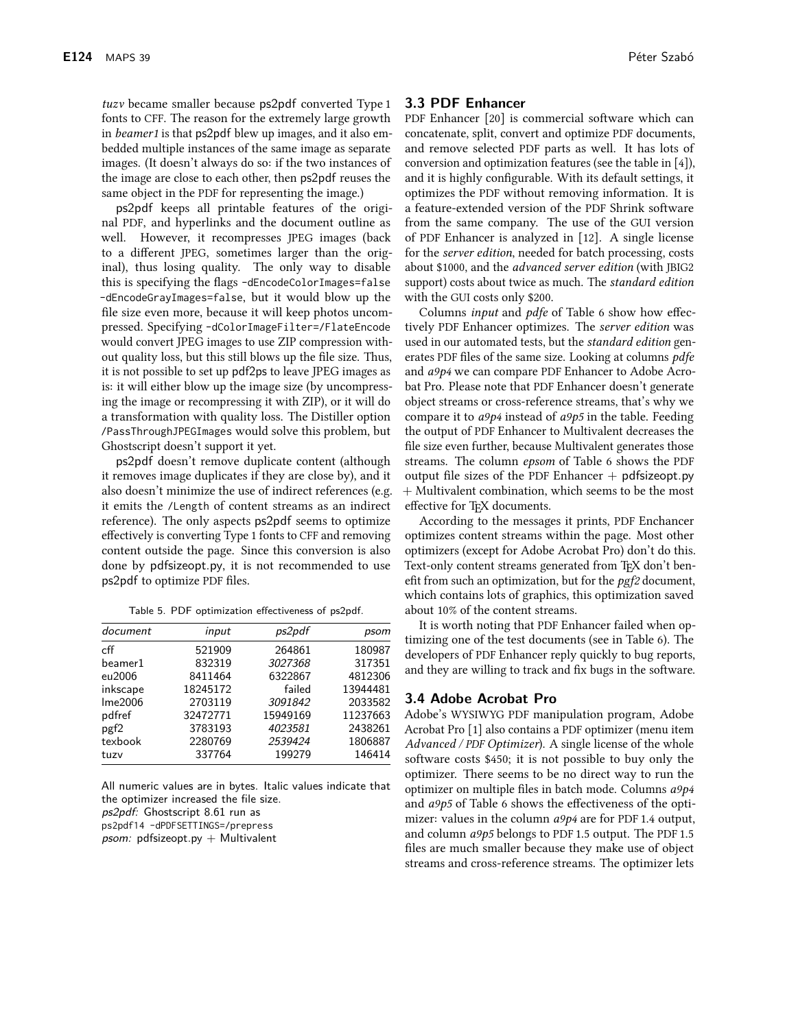*tuzv* became smaller because ps2pdf converted Type 1 fonts to CFF. The reason for the extremely large growth in *beamer1* is that ps2pdf blew up images, and it also embedded multiple instances of the same image as separate images. (It doesn't always do so: if the two instances of the image are close to each other, then ps2pdf reuses the same object in the PDF for representing the image.)

ps2pdf keeps all printable features of the original PDF, and hyperlinks and the document outline as well. However, it recompresses JPEG images (back to a different JPEG, sometimes larger than the original), thus losing quality. The only way to disable this is specifying the flags `-dEncodeColorImages=false` `-dEncodeGrayImages=false`, but it would blow up the file size even more, because it will keep photos uncompressed. Specifying `-dColorImageFilter=/FlateEncode` would convert JPEG images to use ZIP compression without quality loss, but this still blows up the file size. Thus, it is not possible to set up pdf2ps to leave JPEG images as is: it will either blow up the image size (by uncompressing the image or recompressing it with ZIP), or it will do a transformation with quality loss. The Distiller option `/PassThroughJPEGImages` would solve this problem, but Ghostscript doesn't support it yet.

ps2pdf doesn't remove duplicate content (although it removes image duplicates if they are close by), and it also doesn't minimize the use of indirect references (e.g. it emits the `/Length` of content streams as an indirect reference). The only aspects ps2pdf seems to optimize effectively is converting Type 1 fonts to CFF and removing content outside the page. Since this conversion is also done by pdfsizeopt.py, it is not recommended to use ps2pdf to optimize PDF files.

Table 5. PDF optimization effectiveness of ps2pdf.

| *document* | *input* | *ps2pdf* | *psom* |
|---|---|---|---|
| cff | 521909 | 264861 | 180987 |
| beamer1 | 832319 | *3027368* | 317351 |
| eu2006 | 8411464 | 6322867 | 4812306 |
| inkscape | 18245172 | failed | 13944481 |
| lme2006 | 2703119 | *3091842* | 2033582 |
| pdfref | 32472771 | 15949169 | 11237663 |
| pgf2 | 3783193 | *4023581* | 2438261 |
| texbook | 2280769 | *2539424* | 1806887 |
| tuzv | 337764 | 199279 | 146414 |

All numeric values are in bytes. Italic values indicate that the optimizer increased the file size.
*ps2pdf:* Ghostscript 8.61 run as `ps2pdf14 -dPDFSETTINGS=/prepress`
*psom:* pdfsizeopt.py + Multivalent

## 3.3 PDF Enhancer

PDF Enhancer [20] is commercial software which can concatenate, split, convert and optimize PDF documents, and remove selected PDF parts as well. It has lots of conversion and optimization features (see the table in [4]), and it is highly configurable. With its default settings, it optimizes the PDF without removing information. It is a feature-extended version of the PDF Shrink software from the same company. The use of the GUI version of PDF Enhancer is analyzed in [12]. A single license for the *server edition*, needed for batch processing, costs about $1000, and the *advanced server edition* (with JBIG2 support) costs about twice as much. The *standard edition* with the GUI costs only $200.

Columns *input* and *pdfe* of Table 6 show how effectively PDF Enhancer optimizes. The *server edition* was used in our automated tests, but the *standard edition* generates PDF files of the same size. Looking at columns *pdfe* and *a9p4* we can compare PDF Enhancer to Adobe Acrobat Pro. Please note that PDF Enhancer doesn't generate object streams or cross-reference streams, that's why we compare it to *a9p4* instead of *a9p5* in the table. Feeding the output of PDF Enhancer to Multivalent decreases the file size even further, because Multivalent generates those streams. The column *epsom* of Table 6 shows the PDF output file sizes of the PDF Enhancer + pdfsizeopt.py + Multivalent combination, which seems to be the most effective for TeX documents.

According to the messages it prints, PDF Enchancer optimizes content streams within the page. Most other optimizers (except for Adobe Acrobat Pro) don't do this. Text-only content streams generated from TeX don't benefit from such an optimization, but for the *pgf2* document, which contains lots of graphics, this optimization saved about 10% of the content streams.

It is worth noting that PDF Enhancer failed when optimizing one of the test documents (see in Table 6). The developers of PDF Enhancer reply quickly to bug reports, and they are willing to track and fix bugs in the software.

## 3.4 Adobe Acrobat Pro

Adobe's WYSIWYG PDF manipulation program, Adobe Acrobat Pro [1] also contains a PDF optimizer (menu item *Advanced / PDF Optimizer*). A single license of the whole software costs $450; it is not possible to buy only the optimizer. There seems to be no direct way to run the optimizer on multiple files in batch mode. Columns *a9p4* and *a9p5* of Table 6 shows the effectiveness of the optimizer: values in the column *a9p4* are for PDF 1.4 output, and column *a9p5* belongs to PDF 1.5 output. The PDF 1.5 files are much smaller because they make use of object streams and cross-reference streams. The optimizer lets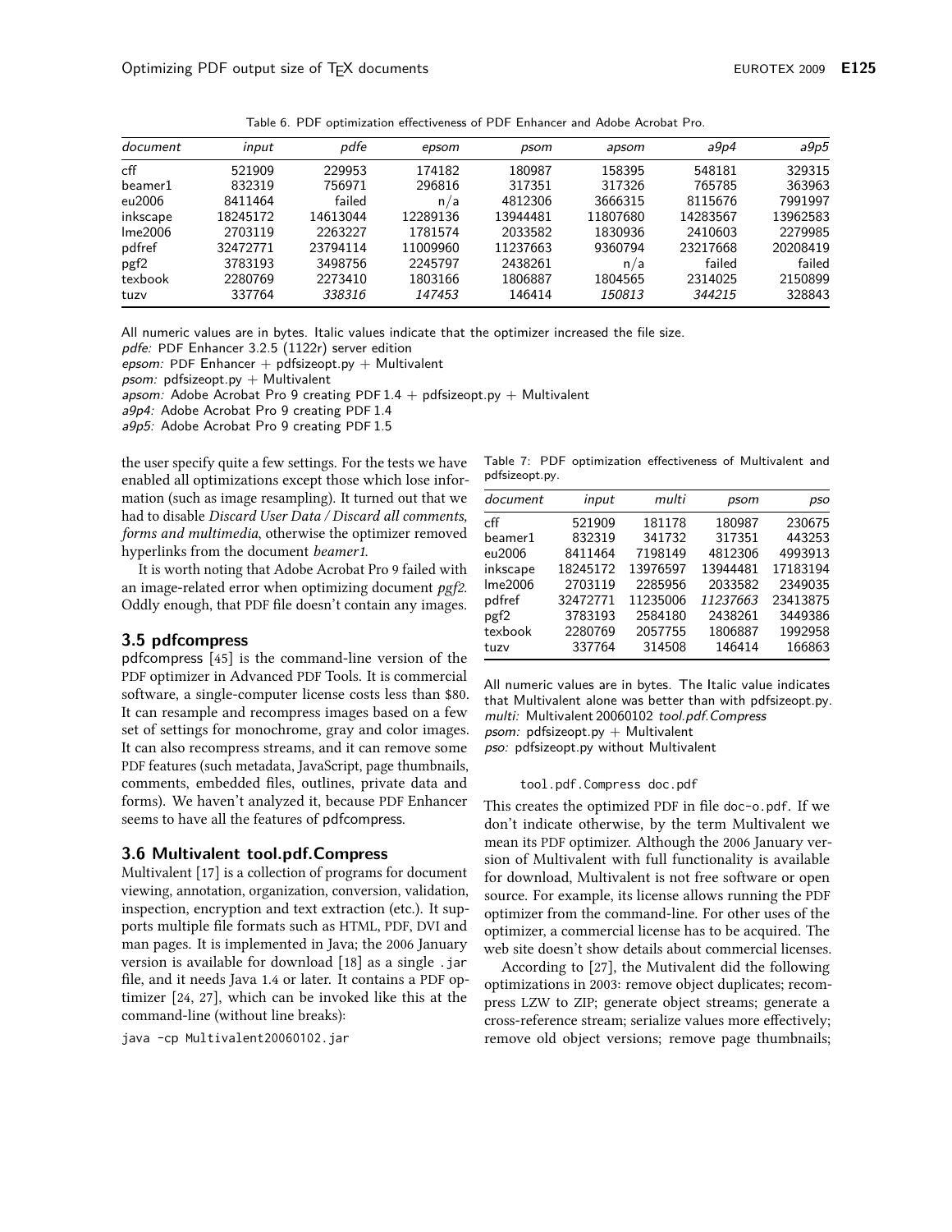Table 6. PDF optimization effectiveness of PDF Enhancer and Adobe Acrobat Pro.

| *document* | *input* | *pdfe* | *epsom* | *psom* | *apsom* | *a9p4* | *a9p5* |
|---|---|---|---|---|---|---|---|
| cff | 521909 | 229953 | 174182 | 180987 | 158395 | 548181 | 329315 |
| beamer1 | 832319 | 756971 | 296816 | 317351 | 317326 | 765785 | 363963 |
| eu2006 | 8411464 | failed | n/a | 4812306 | 3666315 | 8115676 | 7991997 |
| inkscape | 18245172 | 14613044 | 12289136 | 13944481 | 11807680 | 14283567 | 13962583 |
| lme2006 | 2703119 | 2263227 | 1781574 | 2033582 | 1830936 | 2410603 | 2279985 |
| pdfref | 32472771 | 23794114 | 11009960 | 11237663 | 9360794 | 23217668 | 20208419 |
| pgf2 | 3783193 | 3498756 | 2245797 | 2438261 | n/a | failed | failed |
| texbook | 2280769 | 2273410 | 1803166 | 1806887 | 1804565 | 2314025 | 2150899 |
| tuzv | 337764 | *338316* | *147453* | 146414 | *150813* | *344215* | 328843 |

All numeric values are in bytes. Italic values indicate that the optimizer increased the file size.
*pdfe:* PDF Enhancer 3.2.5 (1122r) server edition
*epsom:* PDF Enhancer + pdfsizeopt.py + Multivalent
*psom:* pdfsizeopt.py + Multivalent
*apsom:* Adobe Acrobat Pro 9 creating PDF 1.4 + pdfsizeopt.py + Multivalent
*a9p4:* Adobe Acrobat Pro 9 creating PDF 1.4
*a9p5:* Adobe Acrobat Pro 9 creating PDF 1.5

the user specify quite a few settings. For the tests we have enabled all optimizations except those which lose information (such as image resampling). It turned out that we had to disable *Discard User Data / Discard all comments, forms and multimedia*, otherwise the optimizer removed hyperlinks from the document *beamer1*.

It is worth noting that Adobe Acrobat Pro 9 failed with an image-related error when optimizing document *pgf2*. Oddly enough, that PDF file doesn't contain any images.

### 3.5 pdfcompress

pdfcompress [45] is the command-line version of the PDF optimizer in Advanced PDF Tools. It is commercial software, a single-computer license costs less than $80. It can resample and recompress images based on a few set of settings for monochrome, gray and color images. It can also recompress streams, and it can remove some PDF features (such metadata, JavaScript, page thumbnails, comments, embedded files, outlines, private data and forms). We haven't analyzed it, because PDF Enhancer seems to have all the features of pdfcompress.

### 3.6 Multivalent tool.pdf.Compress

Multivalent [17] is a collection of programs for document viewing, annotation, organization, conversion, validation, inspection, encryption and text extraction (etc.). It supports multiple file formats such as HTML, PDF, DVI and man pages. It is implemented in Java; the 2006 January version is available for download [18] as a single .jar file, and it needs Java 1.4 or later. It contains a PDF optimizer [24, 27], which can be invoked like this at the command-line (without line breaks):

```
java -cp Multivalent20060102.jar
tool.pdf.Compress doc.pdf
```

Table 7: PDF optimization effectiveness of Multivalent and pdfsizeopt.py.

| *document* | *input* | *multi* | *psom* | *pso* |
|---|---|---|---|---|
| cff | 521909 | 181178 | 180987 | 230675 |
| beamer1 | 832319 | 341732 | 317351 | 443253 |
| eu2006 | 8411464 | 7198149 | 4812306 | 4993913 |
| inkscape | 18245172 | 13976597 | 13944481 | 17183194 |
| lme2006 | 2703119 | 2285956 | 2033582 | 2349035 |
| pdfref | 32472771 | 11235006 | *11237663* | 23413875 |
| pgf2 | 3783193 | 2584180 | 2438261 | 3449386 |
| texbook | 2280769 | 2057755 | 1806887 | 1992958 |
| tuzv | 337764 | 314508 | 146414 | 166863 |

All numeric values are in bytes. The Italic value indicates that Multivalent alone was better than with pdfsizeopt.py.
*multi:* Multivalent 20060102 *tool.pdf.Compress*
*psom:* pdfsizeopt.py + Multivalent
*pso:* pdfsizeopt.py without Multivalent

This creates the optimized PDF in file doc-o.pdf. If we don't indicate otherwise, by the term Multivalent we mean its PDF optimizer. Although the 2006 January version of Multivalent with full functionality is available for download, Multivalent is not free software or open source. For example, its license allows running the PDF optimizer from the command-line. For other uses of the optimizer, a commercial license has to be acquired. The web site doesn't show details about commercial licenses.

According to [27], the Mutivalent did the following optimizations in 2003: remove object duplicates; recompress LZW to ZIP; generate object streams; generate a cross-reference stream; serialize values more effectively; remove old object versions; remove page thumbnails;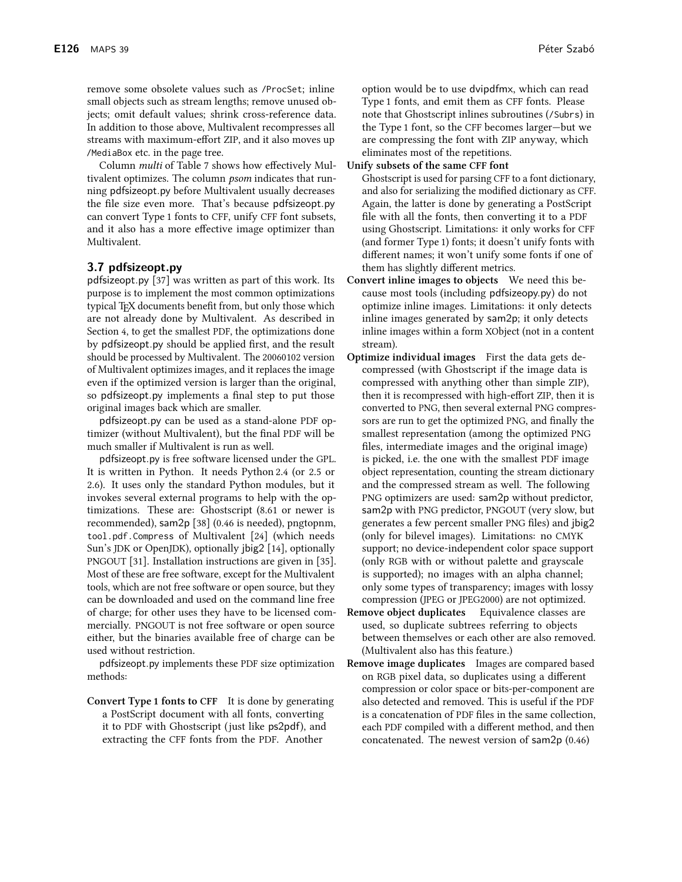remove some obsolete values such as /ProcSet; inline small objects such as stream lengths; remove unused objects; omit default values; shrink cross-reference data. In addition to those above, Multivalent recompresses all streams with maximum-effort ZIP, and it also moves up /MediaBox etc. in the page tree.

Column *multi* of Table 7 shows how effectively Multivalent optimizes. The column *psom* indicates that running pdfsizeopt.py before Multivalent usually decreases the file size even more. That's because pdfsizeopt.py can convert Type 1 fonts to CFF, unify CFF font subsets, and it also has a more effective image optimizer than Multivalent.

### 3.7 pdfsizeopt.py

pdfsizeopt.py [37] was written as part of this work. Its purpose is to implement the most common optimizations typical TEX documents benefit from, but only those which are not already done by Multivalent. As described in Section 4, to get the smallest PDF, the optimizations done by pdfsizeopt.py should be applied first, and the result should be processed by Multivalent. The 20060102 version of Multivalent optimizes images, and it replaces the image even if the optimized version is larger than the original, so pdfsizeopt.py implements a final step to put those original images back which are smaller.

pdfsizeopt.py can be used as a stand-alone PDF optimizer (without Multivalent), but the final PDF will be much smaller if Multivalent is run as well.

pdfsizeopt.py is free software licensed under the GPL. It is written in Python. It needs Python 2.4 (or 2.5 or 2.6). It uses only the standard Python modules, but it invokes several external programs to help with the optimizations. These are: Ghostscript (8.61 or newer is recommended), sam2p [38] (0.46 is needed), pngtopnm, tool.pdf.Compress of Multivalent [24] (which needs Sun's JDK or OpenJDK), optionally jbig2 [14], optionally PNGOUT [31]. Installation instructions are given in [35]. Most of these are free software, except for the Multivalent tools, which are not free software or open source, but they can be downloaded and used on the command line free of charge; for other uses they have to be licensed commercially. PNGOUT is not free software or open source either, but the binaries available free of charge can be used without restriction.

pdfsizeopt.py implements these PDF size optimization methods:

**Convert Type 1 fonts to CFF** It is done by generating a PostScript document with all fonts, converting it to PDF with Ghostscript (just like ps2pdf), and extracting the CFF fonts from the PDF. Another option would be to use dvipdfmx, which can read Type 1 fonts, and emit them as CFF fonts. Please note that Ghostscript inlines subroutines (/Subrs) in the Type 1 font, so the CFF becomes larger—but we are compressing the font with ZIP anyway, which eliminates most of the repetitions.

**Unify subsets of the same CFF font** Ghostscript is used for parsing CFF to a font dictionary, and also for serializing the modified dictionary as CFF. Again, the latter is done by generating a PostScript file with all the fonts, then converting it to a PDF using Ghostscript. Limitations: it only works for CFF (and former Type 1) fonts; it doesn't unify fonts with different names; it won't unify some fonts if one of them has slightly different metrics.

**Convert inline images to objects** We need this because most tools (including pdfsizeopy.py) do not optimize inline images. Limitations: it only detects inline images generated by sam2p; it only detects inline images within a form XObject (not in a content stream).

**Optimize individual images** First the data gets decompressed (with Ghostscript if the image data is compressed with anything other than simple ZIP), then it is recompressed with high-effort ZIP, then it is converted to PNG, then several external PNG compressors are run to get the optimized PNG, and finally the smallest representation (among the optimized PNG files, intermediate images and the original image) is picked, i.e. the one with the smallest PDF image object representation, counting the stream dictionary and the compressed stream as well. The following PNG optimizers are used: sam2p without predictor, sam2p with PNG predictor, PNGOUT (very slow, but generates a few percent smaller PNG files) and jbig2 (only for bilevel images). Limitations: no CMYK support; no device-independent color space support (only RGB with or without palette and grayscale is supported); no images with an alpha channel; only some types of transparency; images with lossy compression (JPEG or JPEG2000) are not optimized.

**Remove object duplicates** Equivalence classes are used, so duplicate subtrees referring to objects between themselves or each other are also removed. (Multivalent also has this feature.)

**Remove image duplicates** Images are compared based on RGB pixel data, so duplicates using a different compression or color space or bits-per-component are also detected and removed. This is useful if the PDF is a concatenation of PDF files in the same collection, each PDF compiled with a different method, and then concatenated. The newest version of sam2p (0.46)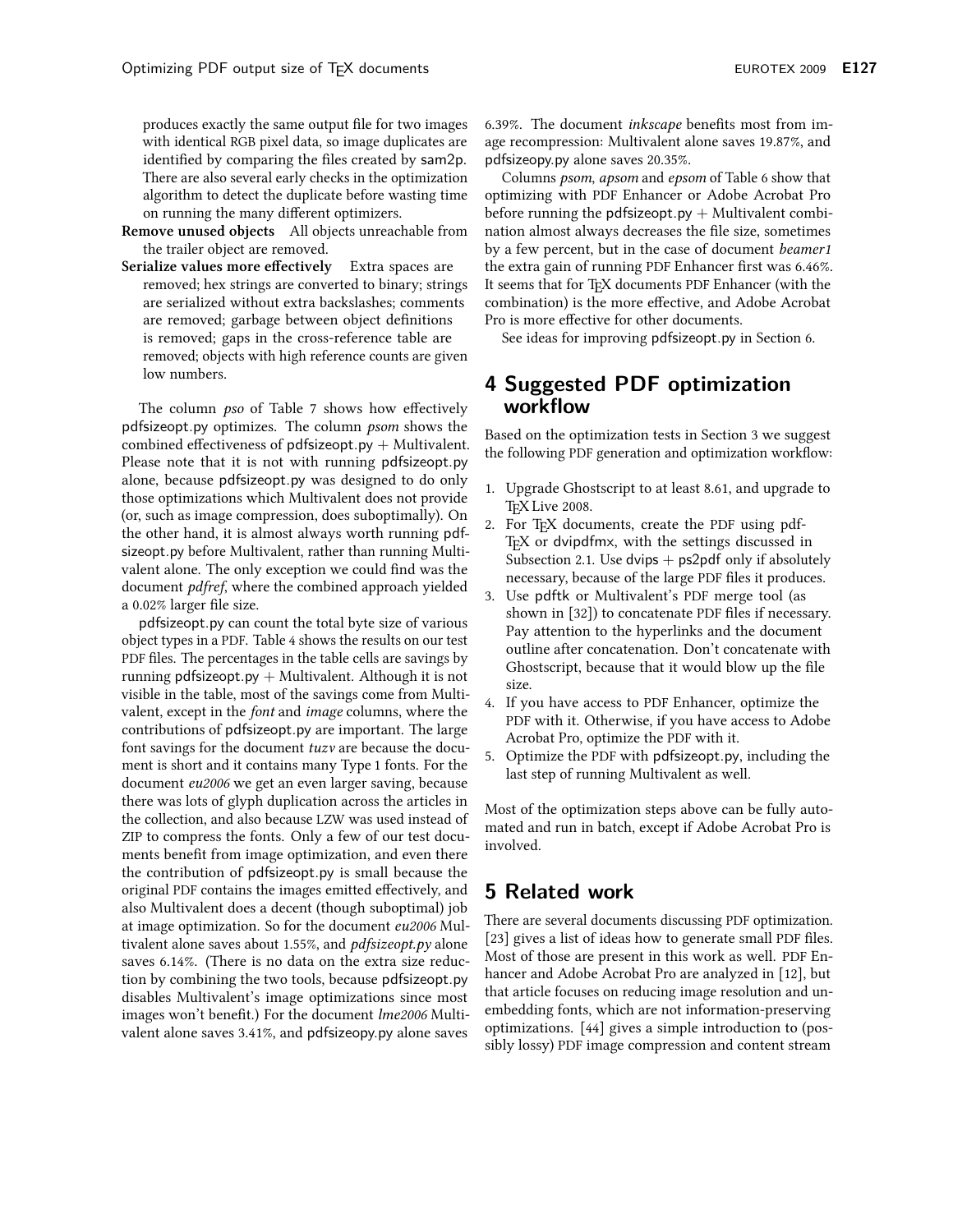produces exactly the same output file for two images with identical RGB pixel data, so image duplicates are identified by comparing the files created by sam2p. There are also several early checks in the optimization algorithm to detect the duplicate before wasting time on running the many different optimizers.

**Remove unused objects** All objects unreachable from the trailer object are removed.

**Serialize values more effectively** Extra spaces are removed; hex strings are converted to binary; strings are serialized without extra backslashes; comments are removed; garbage between object definitions is removed; gaps in the cross-reference table are removed; objects with high reference counts are given low numbers.

The column *pso* of Table 7 shows how effectively pdfsizeopt.py optimizes. The column *psom* shows the combined effectiveness of pdfsizeopt.py + Multivalent. Please note that it is not with running pdfsizeopt.py alone, because pdfsizeopt.py was designed to do only those optimizations which Multivalent does not provide (or, such as image compression, does suboptimally). On the other hand, it is almost always worth running pdfsizeopt.py before Multivalent, rather than running Multivalent alone. The only exception we could find was the document *pdfref*, where the combined approach yielded a 0.02% larger file size.

pdfsizeopt.py can count the total byte size of various object types in a PDF. Table 4 shows the results on our test PDF files. The percentages in the table cells are savings by running pdfsizeopt.py + Multivalent. Although it is not visible in the table, most of the savings come from Multivalent, except in the *font* and *image* columns, where the contributions of pdfsizeopt.py are important. The large font savings for the document *tuzv* are because the document is short and it contains many Type 1 fonts. For the document *eu2006* we get an even larger saving, because there was lots of glyph duplication across the articles in the collection, and also because LZW was used instead of ZIP to compress the fonts. Only a few of our test documents benefit from image optimization, and even there the contribution of pdfsizeopt.py is small because the original PDF contains the images emitted effectively, and also Multivalent does a decent (though suboptimal) job at image optimization. So for the document *eu2006* Multivalent alone saves about 1.55%, and *pdfsizeopt.py* alone saves 6.14%. (There is no data on the extra size reduction by combining the two tools, because pdfsizeopt.py disables Multivalent's image optimizations since most images won't benefit.) For the document *lme2006* Multivalent alone saves 3.41%, and pdfsizeopy.py alone saves 6.39%. The document *inkscape* benefits most from image recompression: Multivalent alone saves 19.87%, and pdfsizeopy.py alone saves 20.35%.

Columns *psom*, *apsom* and *epsom* of Table 6 show that optimizing with PDF Enhancer or Adobe Acrobat Pro before running the pdfsizeopt.py + Multivalent combination almost always decreases the file size, sometimes by a few percent, but in the case of document *beamer1* the extra gain of running PDF Enhancer first was 6.46%. It seems that for TEX documents PDF Enhancer (with the combination) is the more effective, and Adobe Acrobat Pro is more effective for other documents.

See ideas for improving pdfsizeopt.py in Section 6.

## 4 Suggested PDF optimization workflow

Based on the optimization tests in Section 3 we suggest the following PDF generation and optimization workflow:

1. Upgrade Ghostscript to at least 8.61, and upgrade to TEX Live 2008.
2. For TEX documents, create the PDF using pdfTEX or dvipdfmx, with the settings discussed in Subsection 2.1. Use dvips + ps2pdf only if absolutely necessary, because of the large PDF files it produces.
3. Use pdftk or Multivalent's PDF merge tool (as shown in [32]) to concatenate PDF files if necessary. Pay attention to the hyperlinks and the document outline after concatenation. Don't concatenate with Ghostscript, because that it would blow up the file size.
4. If you have access to PDF Enhancer, optimize the PDF with it. Otherwise, if you have access to Adobe Acrobat Pro, optimize the PDF with it.
5. Optimize the PDF with pdfsizeopt.py, including the last step of running Multivalent as well.

Most of the optimization steps above can be fully automated and run in batch, except if Adobe Acrobat Pro is involved.

## 5 Related work

There are several documents discussing PDF optimization. [23] gives a list of ideas how to generate small PDF files. Most of those are present in this work as well. PDF Enhancer and Adobe Acrobat Pro are analyzed in [12], but that article focuses on reducing image resolution and unembedding fonts, which are not information-preserving optimizations. [44] gives a simple introduction to (possibly lossy) PDF image compression and content stream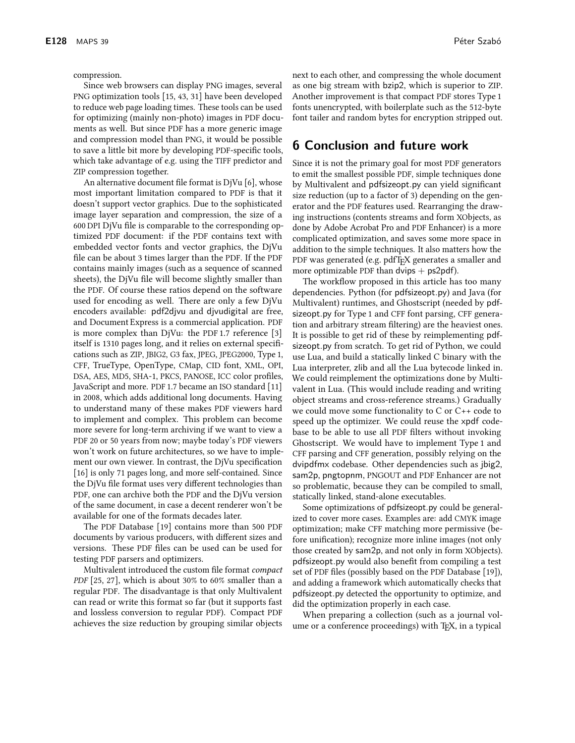compression.

Since web browsers can display PNG images, several PNG optimization tools [15, 43, 31] have been developed to reduce web page loading times. These tools can be used for optimizing (mainly non-photo) images in PDF documents as well. But since PDF has a more generic image and compression model than PNG, it would be possible to save a little bit more by developing PDF-specific tools, which take advantage of e.g. using the TIFF predictor and ZIP compression together.

An alternative document file format is DjVu [6], whose most important limitation compared to PDF is that it doesn't support vector graphics. Due to the sophisticated image layer separation and compression, the size of a 600 DPI DjVu file is comparable to the corresponding optimized PDF document: if the PDF contains text with embedded vector fonts and vector graphics, the DjVu file can be about 3 times larger than the PDF. If the PDF contains mainly images (such as a sequence of scanned sheets), the DjVu file will become slightly smaller than the PDF. Of course these ratios depend on the software used for encoding as well. There are only a few DjVu encoders available: pdf2djvu and djvudigital are free, and Document Express is a commercial application. PDF is more complex than DjVu: the PDF 1.7 reference [3] itself is 1310 pages long, and it relies on external specifications such as ZIP, JBIG2, G3 fax, JPEG, JPEG2000, Type 1, CFF, TrueType, OpenType, CMap, CID font, XML, OPI, DSA, AES, MD5, SHA-1, PKCS, PANOSE, ICC color profiles, JavaScript and more. PDF 1.7 became an ISO standard [11] in 2008, which adds additional long documents. Having to understand many of these makes PDF viewers hard to implement and complex. This problem can become more severe for long-term archiving if we want to view a PDF 20 or 50 years from now; maybe today's PDF viewers won't work on future architectures, so we have to implement our own viewer. In contrast, the DjVu specification [16] is only 71 pages long, and more self-contained. Since the DjVu file format uses very different technologies than PDF, one can archive both the PDF and the DjVu version of the same document, in case a decent renderer won't be available for one of the formats decades later.

The PDF Database [19] contains more than 500 PDF documents by various producers, with different sizes and versions. These PDF files can be used can be used for testing PDF parsers and optimizers.

Multivalent introduced the custom file format *compact PDF* [25, 27], which is about 30% to 60% smaller than a regular PDF. The disadvantage is that only Multivalent can read or write this format so far (but it supports fast and lossless conversion to regular PDF). Compact PDF achieves the size reduction by grouping similar objects next to each other, and compressing the whole document as one big stream with bzip2, which is superior to ZIP. Another improvement is that compact PDF stores Type 1 fonts unencrypted, with boilerplate such as the 512-byte font tailer and random bytes for encryption stripped out.

## 6 Conclusion and future work

Since it is not the primary goal for most PDF generators to emit the smallest possible PDF, simple techniques done by Multivalent and pdfsizeopt.py can yield significant size reduction (up to a factor of 3) depending on the generator and the PDF features used. Rearranging the drawing instructions (contents streams and form XObjects, as done by Adobe Acrobat Pro and PDF Enhancer) is a more complicated optimization, and saves some more space in addition to the simple techniques. It also matters how the PDF was generated (e.g. pdfTEX generates a smaller and more optimizable PDF than dvips + ps2pdf).

The workflow proposed in this article has too many dependencies. Python (for pdfsizeopt.py) and Java (for Multivalent) runtimes, and Ghostscript (needed by pdfsizeopt.py for Type 1 and CFF font parsing, CFF generation and arbitrary stream filtering) are the heaviest ones. It is possible to get rid of these by reimplementing pdfsizeopt.py from scratch. To get rid of Python, we could use Lua, and build a statically linked C binary with the Lua interpreter, zlib and all the Lua bytecode linked in. We could reimplement the optimizations done by Multivalent in Lua. (This would include reading and writing object streams and cross-reference streams.) Gradually we could move some functionality to C or C++ code to speed up the optimizer. We could reuse the xpdf codebase to be able to use all PDF filters without invoking Ghostscript. We would have to implement Type 1 and CFF parsing and CFF generation, possibly relying on the dvipdfmx codebase. Other dependencies such as jbig2, sam2p, pngtopnm, PNGOUT and PDF Enhancer are not so problematic, because they can be compiled to small, statically linked, stand-alone executables.

Some optimizations of pdfsizeopt.py could be generalized to cover more cases. Examples are: add CMYK image optimization; make CFF matching more permissive (before unification); recognize more inline images (not only those created by sam2p, and not only in form XObjects). pdfsizeopt.py would also benefit from compiling a test set of PDF files (possibly based on the PDF Database [19]), and adding a framework which automatically checks that pdfsizeopt.py detected the opportunity to optimize, and did the optimization properly in each case.

When preparing a collection (such as a journal volume or a conference proceedings) with TEX, in a typical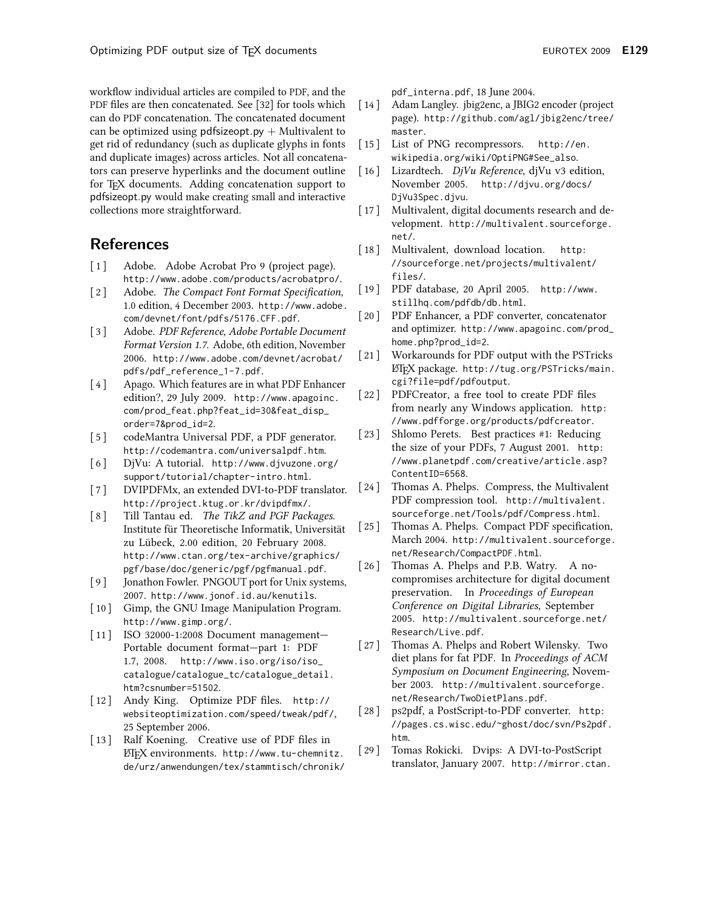workflow individual articles are compiled to PDF, and the PDF files are then concatenated. See [32] for tools which can do PDF concatenation. The concatenated document can be optimized using pdfsizeopt.py + Multivalent to get rid of redundancy (such as duplicate glyphs in fonts and duplicate images) across articles. Not all concatenators can preserve hyperlinks and the document outline for TEX documents. Adding concatenation support to pdfsizeopt.py would make creating small and interactive collections more straightforward.

## References

[1] Adobe. Adobe Acrobat Pro 9 (project page). http://www.adobe.com/products/acrobatpro/.

[2] Adobe. *The Compact Font Format Specification*, 1.0 edition, 4 December 2003. http://www.adobe.com/devnet/font/pdfs/5176.CFF.pdf.

[3] Adobe. *PDF Reference, Adobe Portable Document Format Version 1.7*. Adobe, 6th edition, November 2006. http://www.adobe.com/devnet/acrobat/pdfs/pdf_reference_1-7.pdf.

[4] Apago. Which features are in what PDF Enhancer edition?, 29 July 2009. http://www.apagoinc.com/prod_feat.php?feat_id=30&feat_disp_order=7&prod_id=2.

[5] codeMantra Universal PDF, a PDF generator. http://codemantra.com/universalpdf.htm.

[6] DjVu: A tutorial. http://www.djvuzone.org/support/tutorial/chapter-intro.html.

[7] DVIPDFMx, an extended DVI-to-PDF translator. http://project.ktug.or.kr/dvipdfmx/.

[8] Till Tantau ed. *The TikZ and PGF Packages*. Institute für Theoretische Informatik, Universität zu Lübeck, 2.00 edition, 20 February 2008. http://www.ctan.org/tex-archive/graphics/pgf/base/doc/generic/pgf/pgfmanual.pdf.

[9] Jonathon Fowler. PNGOUT port for Unix systems, 2007. http://www.jonof.id.au/kenutils.

[10] Gimp, the GNU Image Manipulation Program. http://www.gimp.org/.

[11] ISO 32000-1:2008 Document management—Portable document format—part 1: PDF 1.7, 2008. http://www.iso.org/iso/iso_catalogue/catalogue_tc/catalogue_detail.htm?csnumber=51502.

[12] Andy King. Optimize PDF files. http://websiteoptimization.com/speed/tweak/pdf/, 25 September 2006.

[13] Ralf Koening. Creative use of PDF files in LATEX environments. http://www.tu-chemnitz.de/urz/anwendungen/tex/stammtisch/chronik/pdf_interna.pdf, 18 June 2004.

[14] Adam Langley. jbig2enc, a JBIG2 encoder (project page). http://github.com/agl/jbig2enc/tree/master.

[15] List of PNG recompressors. http://en.wikipedia.org/wiki/OptiPNG#See_also.

[16] Lizardtech. *DjVu Reference*, djVu v3 edition, November 2005. http://djvu.org/docs/DjVu3Spec.djvu.

[17] Multivalent, digital documents research and development. http://multivalent.sourceforge.net/.

[18] Multivalent, download location. http://sourceforge.net/projects/multivalent/files/.

[19] PDF database, 20 April 2005. http://www.stillhq.com/pdfdb/db.html.

[20] PDF Enhancer, a PDF converter, concatenator and optimizer. http://www.apagoinc.com/prod_home.php?prod_id=2.

[21] Workarounds for PDF output with the PSTricks LATEX package. http://tug.org/PSTricks/main.cgi?file=pdf/pdfoutput.

[22] PDFCreator, a free tool to create PDF files from nearly any Windows application. http://www.pdfforge.org/products/pdfcreator.

[23] Shlomo Perets. Best practices #1: Reducing the size of your PDFs, 7 August 2001. http://www.planetpdf.com/creative/article.asp?ContentID=6568.

[24] Thomas A. Phelps. Compress, the Multivalent PDF compression tool. http://multivalent.sourceforge.net/Tools/pdf/Compress.html.

[25] Thomas A. Phelps. Compact PDF specification, March 2004. http://multivalent.sourceforge.net/Research/CompactPDF.html.

[26] Thomas A. Phelps and P.B. Watry. A no-compromises architecture for digital document preservation. In *Proceedings of European Conference on Digital Libraries*, September 2005. http://multivalent.sourceforge.net/Research/Live.pdf.

[27] Thomas A. Phelps and Robert Wilensky. Two diet plans for fat PDF. In *Proceedings of ACM Symposium on Document Engineering*, November 2003. http://multivalent.sourceforge.net/Research/TwoDietPlans.pdf.

[28] ps2pdf, a PostScript-to-PDF converter. http://pages.cs.wisc.edu/~ghost/doc/svn/Ps2pdf.htm.

[29] Tomas Rokicki. Dvips: A DVI-to-PostScript translator, January 2007. http://mirror.ctan.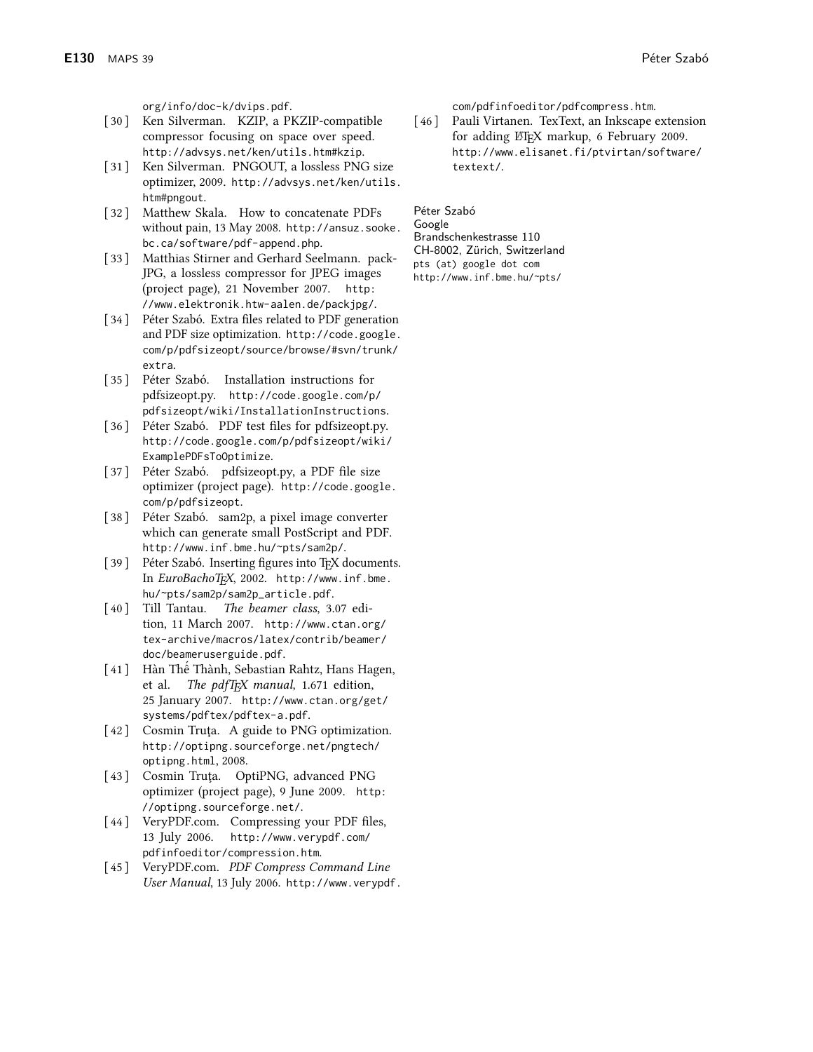org/info/doc-k/dvips.pdf.

[30] Ken Silverman. KZIP, a PKZIP-compatible compressor focusing on space over speed. http://advsys.net/ken/utils.htm#kzip.

[31] Ken Silverman. PNGOUT, a lossless PNG size optimizer, 2009. http://advsys.net/ken/utils.htm#pngout.

[32] Matthew Skala. How to concatenate PDFs without pain, 13 May 2008. http://ansuz.sooke.bc.ca/software/pdf-append.php.

[33] Matthias Stirner and Gerhard Seelmann. packJPG, a lossless compressor for JPEG images (project page), 21 November 2007. http://www.elektronik.htw-aalen.de/packjpg/.

[34] Péter Szabó. Extra files related to PDF generation and PDF size optimization. http://code.google.com/p/pdfsizeopt/source/browse/#svn/trunk/extra.

[35] Péter Szabó. Installation instructions for pdfsizeopt.py. http://code.google.com/p/pdfsizeopt/wiki/InstallationInstructions.

[36] Péter Szabó. PDF test files for pdfsizeopt.py. http://code.google.com/p/pdfsizeopt/wiki/ExamplePDFsToOptimize.

[37] Péter Szabó. pdfsizeopt.py, a PDF file size optimizer (project page). http://code.google.com/p/pdfsizeopt.

[38] Péter Szabó. sam2p, a pixel image converter which can generate small PostScript and PDF. http://www.inf.bme.hu/~pts/sam2p/.

[39] Péter Szabó. Inserting figures into TEX documents. In *EuroBachoTEX*, 2002. http://www.inf.bme.hu/~pts/sam2p/sam2p_article.pdf.

[40] Till Tantau. *The beamer class*, 3.07 edition, 11 March 2007. http://www.ctan.org/tex-archive/macros/latex/contrib/beamer/doc/beameruserguide.pdf.

[41] Hàn Thế Thành, Sebastian Rahtz, Hans Hagen, et al. *The pdfTEX manual*, 1.671 edition, 25 January 2007. http://www.ctan.org/get/systems/pdftex/pdftex-a.pdf.

[42] Cosmin Truţa. A guide to PNG optimization. http://optipng.sourceforge.net/pngtech/optipng.html, 2008.

[43] Cosmin Truţa. OptiPNG, advanced PNG optimizer (project page), 9 June 2009. http://optipng.sourceforge.net/.

[44] VeryPDF.com. Compressing your PDF files, 13 July 2006. http://www.verypdf.com/pdfinfoeditor/compression.htm.

[45] VeryPDF.com. *PDF Compress Command Line User Manual*, 13 July 2006. http://www.verypdf.com/pdfinfoeditor/pdfcompress.htm.

[46] Pauli Virtanen. TexText, an Inkscape extension for adding LATEX markup, 6 February 2009. http://www.elisanet.fi/ptvirtan/software/textext/.

Péter Szabó
Google
Brandschenkestrasse 110
CH-8002, Zürich, Switzerland
pts (at) google dot com
http://www.inf.bme.hu/~pts/